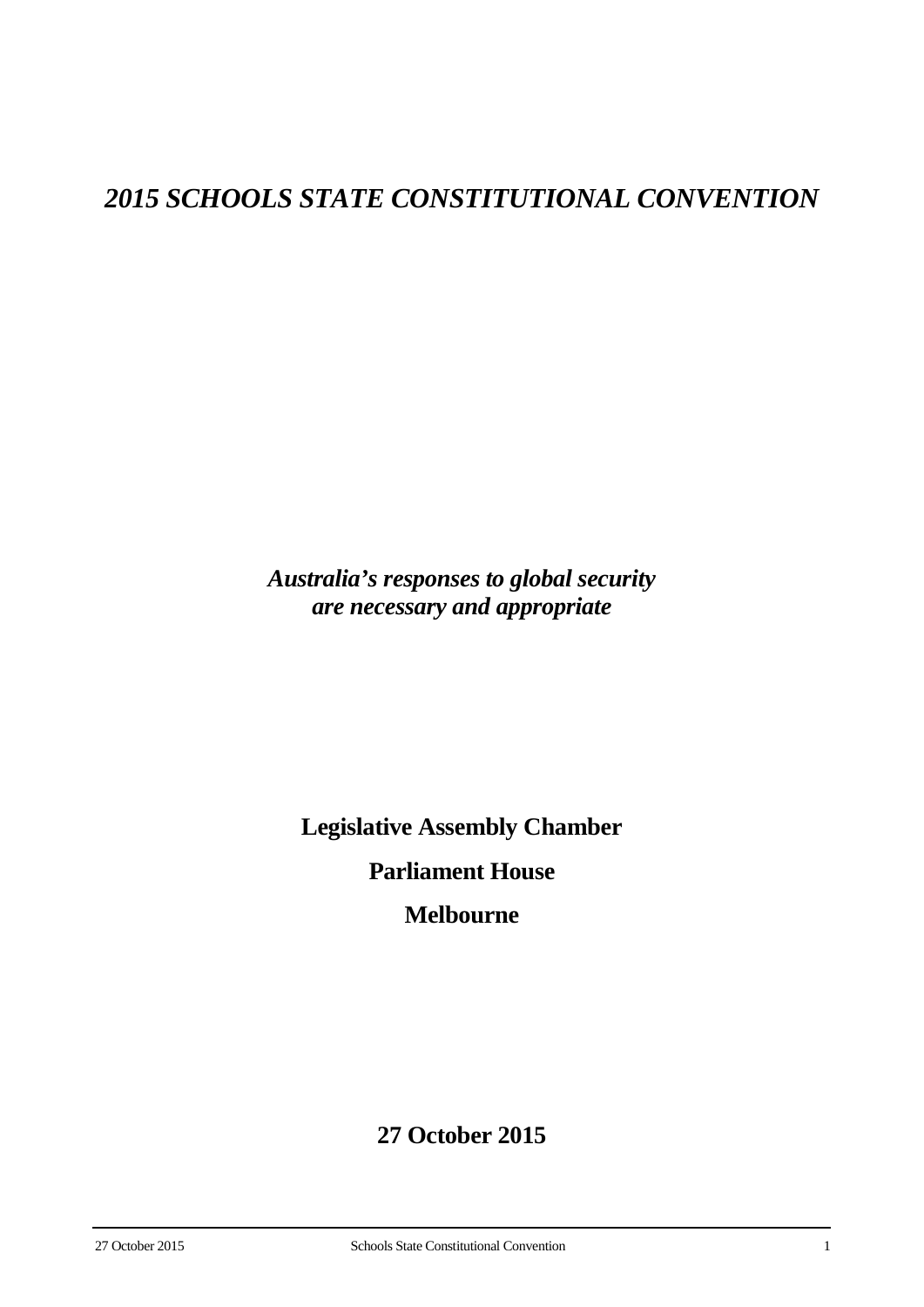# *2015 SCHOOLS STATE CONSTITUTIONAL CONVENTION*

***Australia's responses to global security are necessary and appropriate***

**Legislative Assembly Chamber**

**Parliament House**

**Melbourne**

**27 October 2015**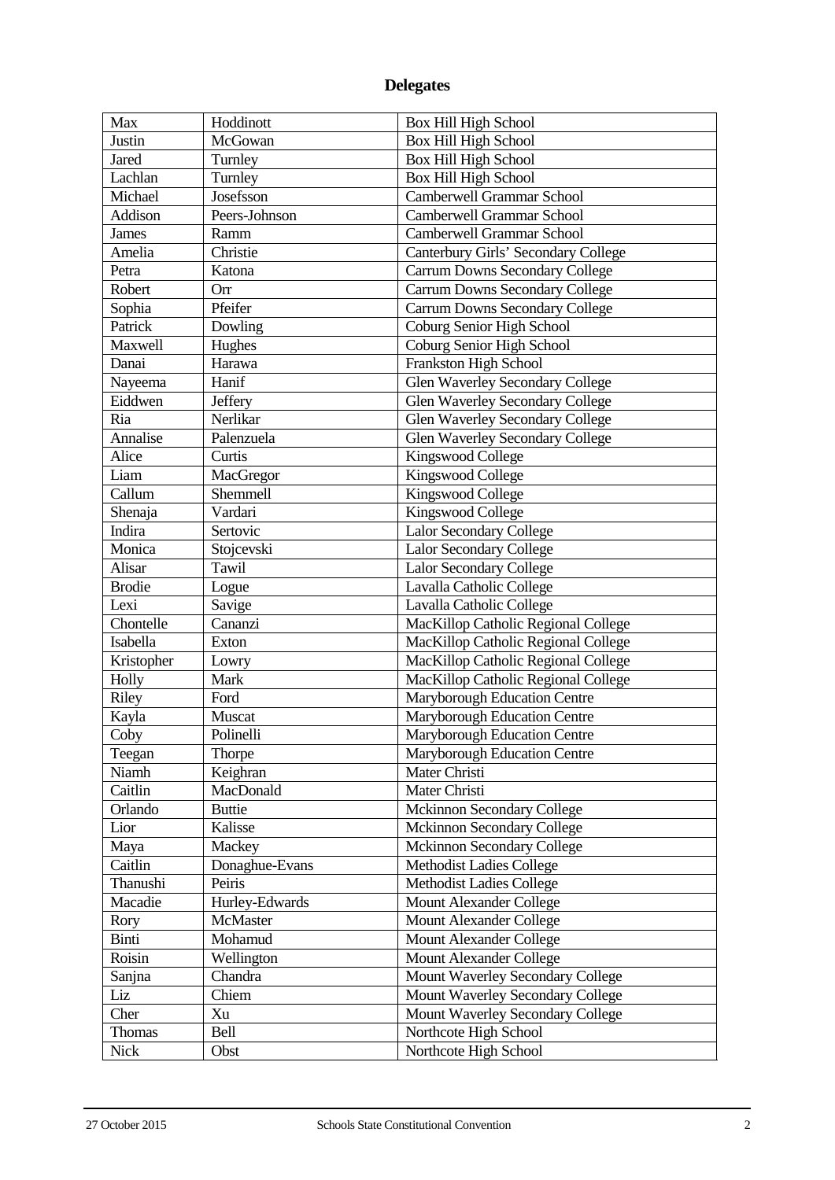## Delegates

| | | |
|---|---|---|
| Max | Hoddinott | Box Hill High School |
| Justin | McGowan | Box Hill High School |
| Jared | Turnley | Box Hill High School |
| Lachlan | Turnley | Box Hill High School |
| Michael | Josefsson | Camberwell Grammar School |
| Addison | Peers-Johnson | Camberwell Grammar School |
| James | Ramm | Camberwell Grammar School |
| Amelia | Christie | Canterbury Girls' Secondary College |
| Petra | Katona | Carrum Downs Secondary College |
| Robert | Orr | Carrum Downs Secondary College |
| Sophia | Pfeifer | Carrum Downs Secondary College |
| Patrick | Dowling | Coburg Senior High School |
| Maxwell | Hughes | Coburg Senior High School |
| Danai | Harawa | Frankston High School |
| Nayeema | Hanif | Glen Waverley Secondary College |
| Eiddwen | Jeffery | Glen Waverley Secondary College |
| Ria | Nerlikar | Glen Waverley Secondary College |
| Annalise | Palenzuela | Glen Waverley Secondary College |
| Alice | Curtis | Kingswood College |
| Liam | MacGregor | Kingswood College |
| Callum | Shemmell | Kingswood College |
| Shenaja | Vardari | Kingswood College |
| Indira | Sertovic | Lalor Secondary College |
| Monica | Stojcevski | Lalor Secondary College |
| Alisar | Tawil | Lalor Secondary College |
| Brodie | Logue | Lavalla Catholic College |
| Lexi | Savige | Lavalla Catholic College |
| Chontelle | Cananzi | MacKillop Catholic Regional College |
| Isabella | Exton | MacKillop Catholic Regional College |
| Kristopher | Lowry | MacKillop Catholic Regional College |
| Holly | Mark | MacKillop Catholic Regional College |
| Riley | Ford | Maryborough Education Centre |
| Kayla | Muscat | Maryborough Education Centre |
| Coby | Polinelli | Maryborough Education Centre |
| Teegan | Thorpe | Maryborough Education Centre |
| Niamh | Keighran | Mater Christi |
| Caitlin | MacDonald | Mater Christi |
| Orlando | Buttie | Mckinnon Secondary College |
| Lior | Kalisse | Mckinnon Secondary College |
| Maya | Mackey | Mckinnon Secondary College |
| Caitlin | Donaghue-Evans | Methodist Ladies College |
| Thanushi | Peiris | Methodist Ladies College |
| Macadie | Hurley-Edwards | Mount Alexander College |
| Rory | McMaster | Mount Alexander College |
| Binti | Mohamud | Mount Alexander College |
| Roisin | Wellington | Mount Alexander College |
| Sanjna | Chandra | Mount Waverley Secondary College |
| Liz | Chiem | Mount Waverley Secondary College |
| Cher | Xu | Mount Waverley Secondary College |
| Thomas | Bell | Northcote High School |
| Nick | Obst | Northcote High School |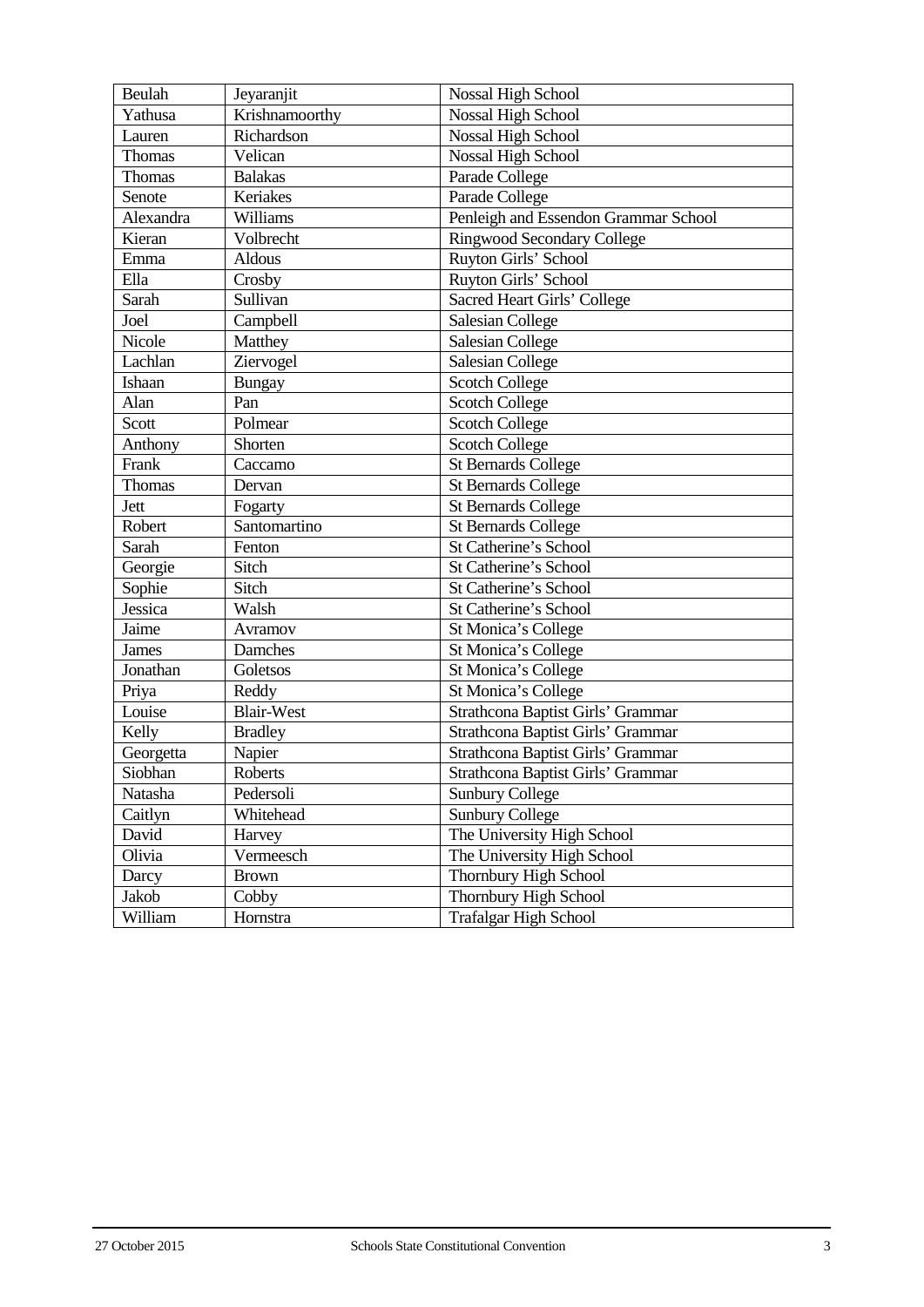| Beulah | Jeyaranjit | Nossal High School |
|---|---|---|
| Yathusa | Krishnamoorthy | Nossal High School |
| Lauren | Richardson | Nossal High School |
| Thomas | Velican | Nossal High School |
| Thomas | Balakas | Parade College |
| Senote | Keriakes | Parade College |
| Alexandra | Williams | Penleigh and Essendon Grammar School |
| Kieran | Volbrecht | Ringwood Secondary College |
| Emma | Aldous | Ruyton Girls' School |
| Ella | Crosby | Ruyton Girls' School |
| Sarah | Sullivan | Sacred Heart Girls' College |
| Joel | Campbell | Salesian College |
| Nicole | Matthey | Salesian College |
| Lachlan | Ziervogel | Salesian College |
| Ishaan | Bungay | Scotch College |
| Alan | Pan | Scotch College |
| Scott | Polmear | Scotch College |
| Anthony | Shorten | Scotch College |
| Frank | Caccamo | St Bernards College |
| Thomas | Dervan | St Bernards College |
| Jett | Fogarty | St Bernards College |
| Robert | Santomartino | St Bernards College |
| Sarah | Fenton | St Catherine's School |
| Georgie | Sitch | St Catherine's School |
| Sophie | Sitch | St Catherine's School |
| Jessica | Walsh | St Catherine's School |
| Jaime | Avramov | St Monica's College |
| James | Damches | St Monica's College |
| Jonathan | Goletsos | St Monica's College |
| Priya | Reddy | St Monica's College |
| Louise | Blair-West | Strathcona Baptist Girls' Grammar |
| Kelly | Bradley | Strathcona Baptist Girls' Grammar |
| Georgetta | Napier | Strathcona Baptist Girls' Grammar |
| Siobhan | Roberts | Strathcona Baptist Girls' Grammar |
| Natasha | Pedersoli | Sunbury College |
| Caitlyn | Whitehead | Sunbury College |
| David | Harvey | The University High School |
| Olivia | Vermeesch | The University High School |
| Darcy | Brown | Thornbury High School |
| Jakob | Cobby | Thornbury High School |
| William | Hornstra | Trafalgar High School |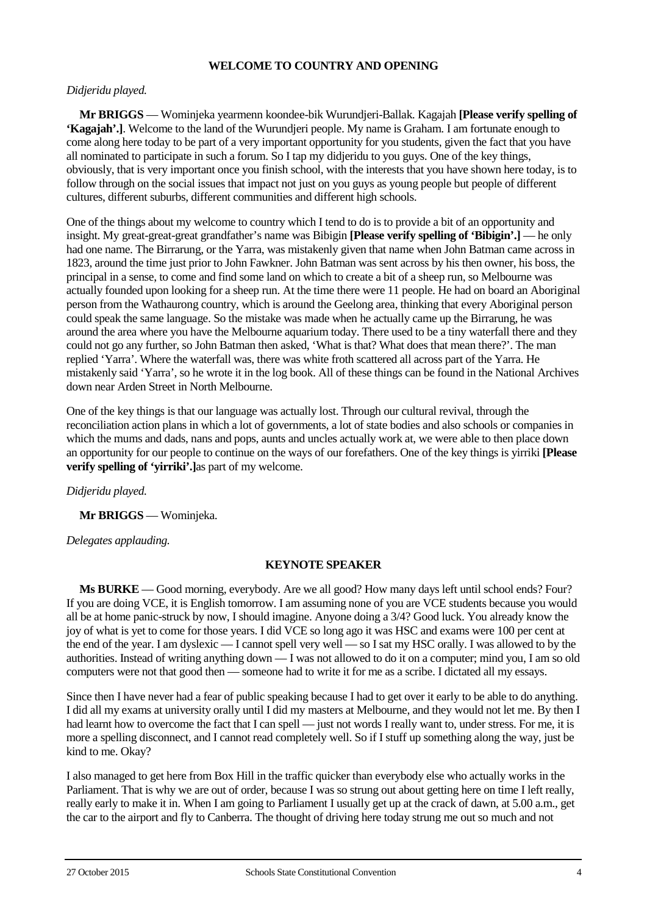## WELCOME TO COUNTRY AND OPENING

*Didjeridu played.*

**Mr BRIGGS** — Wominjeka yearmenn koondee-bik Wurundjeri-Ballak. Kagajah **[Please verify spelling of 'Kagajah'.]**. Welcome to the land of the Wurundjeri people. My name is Graham. I am fortunate enough to come along here today to be part of a very important opportunity for you students, given the fact that you have all nominated to participate in such a forum. So I tap my didjeridu to you guys. One of the key things, obviously, that is very important once you finish school, with the interests that you have shown here today, is to follow through on the social issues that impact not just on you guys as young people but people of different cultures, different suburbs, different communities and different high schools.

One of the things about my welcome to country which I tend to do is to provide a bit of an opportunity and insight. My great-great-great grandfather's name was Bibigin **[Please verify spelling of 'Bibigin'.]** — he only had one name. The Birrarung, or the Yarra, was mistakenly given that name when John Batman came across in 1823, around the time just prior to John Fawkner. John Batman was sent across by his then owner, his boss, the principal in a sense, to come and find some land on which to create a bit of a sheep run, so Melbourne was actually founded upon looking for a sheep run. At the time there were 11 people. He had on board an Aboriginal person from the Wathaurong country, which is around the Geelong area, thinking that every Aboriginal person could speak the same language. So the mistake was made when he actually came up the Birrarung, he was around the area where you have the Melbourne aquarium today. There used to be a tiny waterfall there and they could not go any further, so John Batman then asked, 'What is that? What does that mean there?'. The man replied 'Yarra'. Where the waterfall was, there was white froth scattered all across part of the Yarra. He mistakenly said 'Yarra', so he wrote it in the log book. All of these things can be found in the National Archives down near Arden Street in North Melbourne.

One of the key things is that our language was actually lost. Through our cultural revival, through the reconciliation action plans in which a lot of governments, a lot of state bodies and also schools or companies in which the mums and dads, nans and pops, aunts and uncles actually work at, we were able to then place down an opportunity for our people to continue on the ways of our forefathers. One of the key things is yirriki **[Please verify spelling of 'yirriki'.]**as part of my welcome.

*Didjeridu played.*

**Mr BRIGGS** — Wominjeka.

*Delegates applauding.*

## KEYNOTE SPEAKER

**Ms BURKE** — Good morning, everybody. Are we all good? How many days left until school ends? Four? If you are doing VCE, it is English tomorrow. I am assuming none of you are VCE students because you would all be at home panic-struck by now, I should imagine. Anyone doing a 3/4? Good luck. You already know the joy of what is yet to come for those years. I did VCE so long ago it was HSC and exams were 100 per cent at the end of the year. I am dyslexic — I cannot spell very well — so I sat my HSC orally. I was allowed to by the authorities. Instead of writing anything down — I was not allowed to do it on a computer; mind you, I am so old computers were not that good then — someone had to write it for me as a scribe. I dictated all my essays.

Since then I have never had a fear of public speaking because I had to get over it early to be able to do anything. I did all my exams at university orally until I did my masters at Melbourne, and they would not let me. By then I had learnt how to overcome the fact that I can spell — just not words I really want to, under stress. For me, it is more a spelling disconnect, and I cannot read completely well. So if I stuff up something along the way, just be kind to me. Okay?

I also managed to get here from Box Hill in the traffic quicker than everybody else who actually works in the Parliament. That is why we are out of order, because I was so strung out about getting here on time I left really, really early to make it in. When I am going to Parliament I usually get up at the crack of dawn, at 5.00 a.m., get the car to the airport and fly to Canberra. The thought of driving here today strung me out so much and not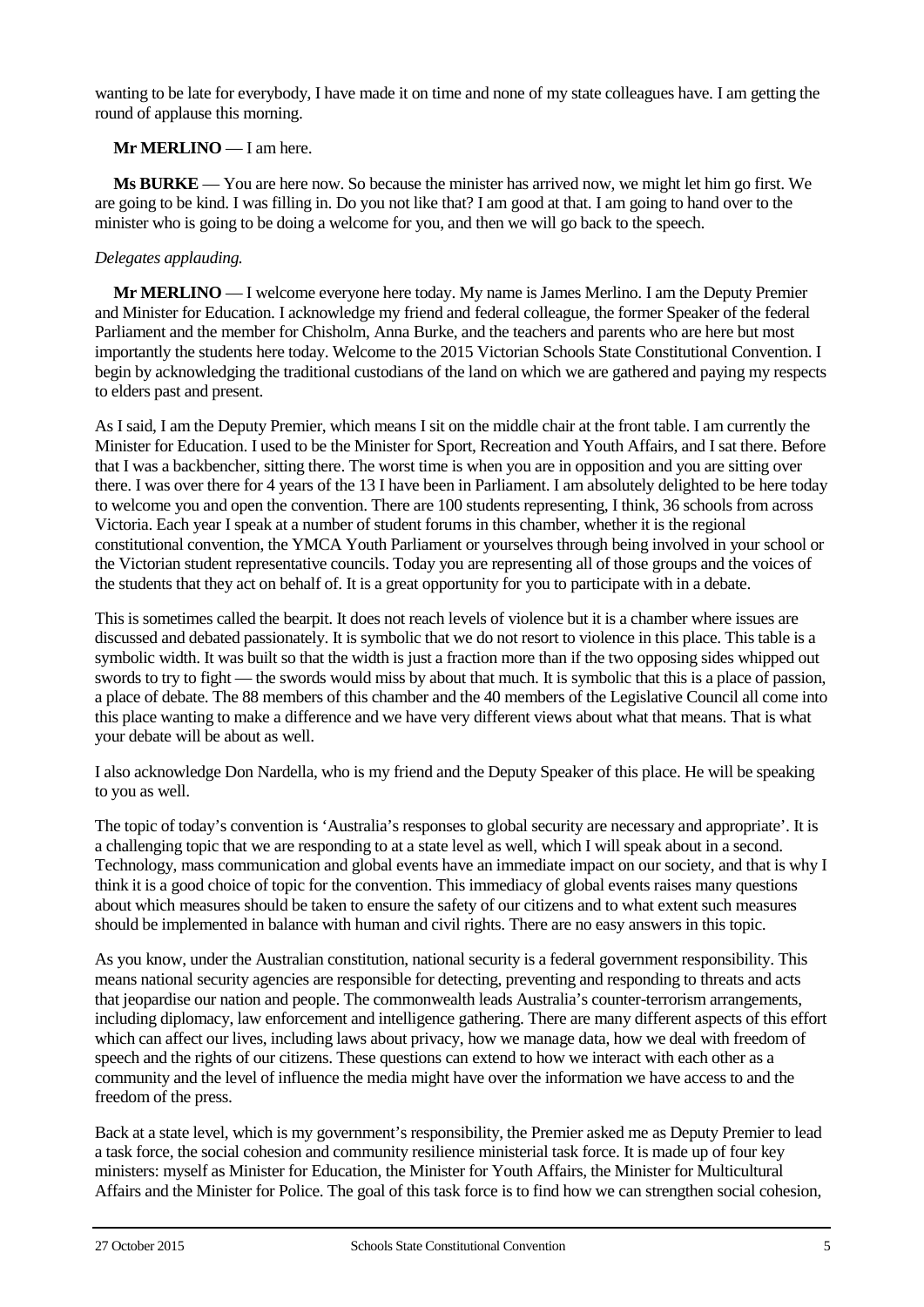wanting to be late for everybody, I have made it on time and none of my state colleagues have. I am getting the round of applause this morning.

**Mr MERLINO** — I am here.

**Ms BURKE** — You are here now. So because the minister has arrived now, we might let him go first. We are going to be kind. I was filling in. Do you not like that? I am good at that. I am going to hand over to the minister who is going to be doing a welcome for you, and then we will go back to the speech.

*Delegates applauding.*

**Mr MERLINO** — I welcome everyone here today. My name is James Merlino. I am the Deputy Premier and Minister for Education. I acknowledge my friend and federal colleague, the former Speaker of the federal Parliament and the member for Chisholm, Anna Burke, and the teachers and parents who are here but most importantly the students here today. Welcome to the 2015 Victorian Schools State Constitutional Convention. I begin by acknowledging the traditional custodians of the land on which we are gathered and paying my respects to elders past and present.

As I said, I am the Deputy Premier, which means I sit on the middle chair at the front table. I am currently the Minister for Education. I used to be the Minister for Sport, Recreation and Youth Affairs, and I sat there. Before that I was a backbencher, sitting there. The worst time is when you are in opposition and you are sitting over there. I was over there for 4 years of the 13 I have been in Parliament. I am absolutely delighted to be here today to welcome you and open the convention. There are 100 students representing, I think, 36 schools from across Victoria. Each year I speak at a number of student forums in this chamber, whether it is the regional constitutional convention, the YMCA Youth Parliament or yourselves through being involved in your school or the Victorian student representative councils. Today you are representing all of those groups and the voices of the students that they act on behalf of. It is a great opportunity for you to participate with in a debate.

This is sometimes called the bearpit. It does not reach levels of violence but it is a chamber where issues are discussed and debated passionately. It is symbolic that we do not resort to violence in this place. This table is a symbolic width. It was built so that the width is just a fraction more than if the two opposing sides whipped out swords to try to fight — the swords would miss by about that much. It is symbolic that this is a place of passion, a place of debate. The 88 members of this chamber and the 40 members of the Legislative Council all come into this place wanting to make a difference and we have very different views about what that means. That is what your debate will be about as well.

I also acknowledge Don Nardella, who is my friend and the Deputy Speaker of this place. He will be speaking to you as well.

The topic of today's convention is 'Australia's responses to global security are necessary and appropriate'. It is a challenging topic that we are responding to at a state level as well, which I will speak about in a second. Technology, mass communication and global events have an immediate impact on our society, and that is why I think it is a good choice of topic for the convention. This immediacy of global events raises many questions about which measures should be taken to ensure the safety of our citizens and to what extent such measures should be implemented in balance with human and civil rights. There are no easy answers in this topic.

As you know, under the Australian constitution, national security is a federal government responsibility. This means national security agencies are responsible for detecting, preventing and responding to threats and acts that jeopardise our nation and people. The commonwealth leads Australia's counter-terrorism arrangements, including diplomacy, law enforcement and intelligence gathering. There are many different aspects of this effort which can affect our lives, including laws about privacy, how we manage data, how we deal with freedom of speech and the rights of our citizens. These questions can extend to how we interact with each other as a community and the level of influence the media might have over the information we have access to and the freedom of the press.

Back at a state level, which is my government's responsibility, the Premier asked me as Deputy Premier to lead a task force, the social cohesion and community resilience ministerial task force. It is made up of four key ministers: myself as Minister for Education, the Minister for Youth Affairs, the Minister for Multicultural Affairs and the Minister for Police. The goal of this task force is to find how we can strengthen social cohesion,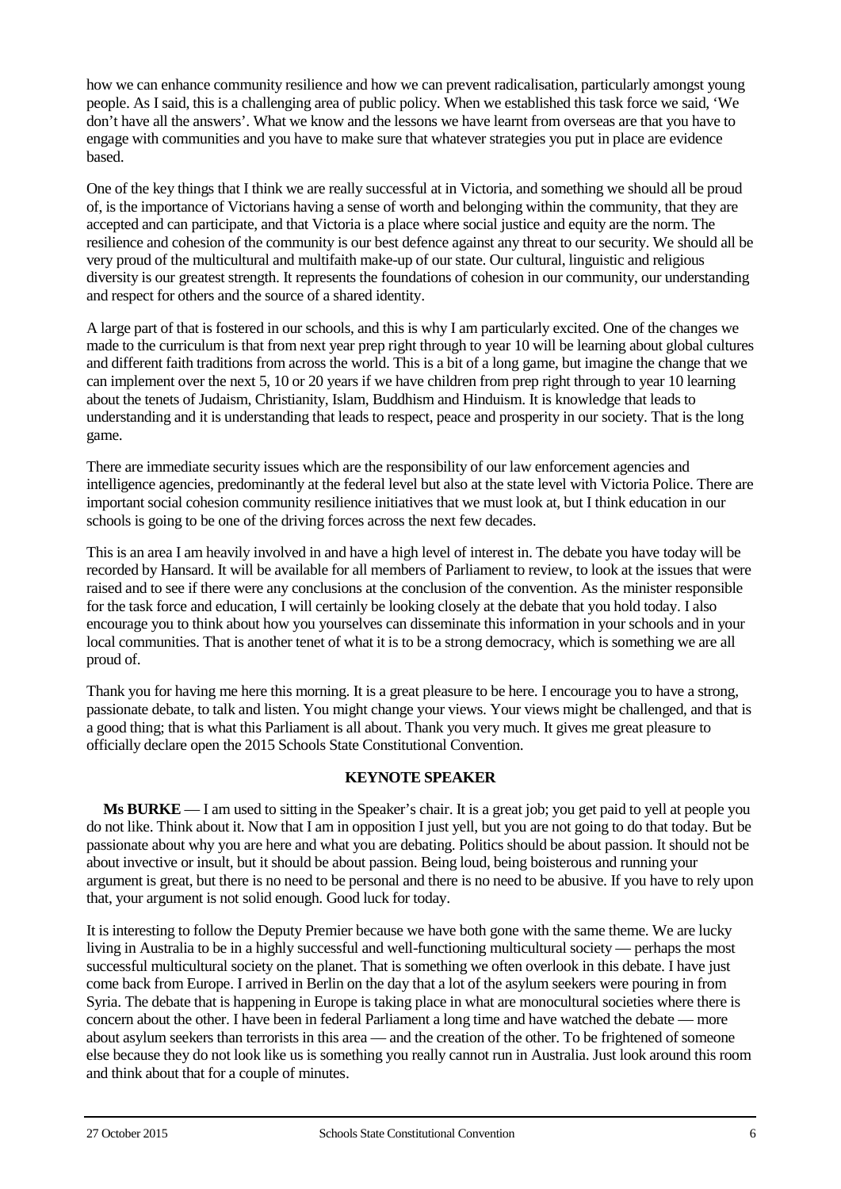how we can enhance community resilience and how we can prevent radicalisation, particularly amongst young people. As I said, this is a challenging area of public policy. When we established this task force we said, 'We don't have all the answers'. What we know and the lessons we have learnt from overseas are that you have to engage with communities and you have to make sure that whatever strategies you put in place are evidence based.

One of the key things that I think we are really successful at in Victoria, and something we should all be proud of, is the importance of Victorians having a sense of worth and belonging within the community, that they are accepted and can participate, and that Victoria is a place where social justice and equity are the norm. The resilience and cohesion of the community is our best defence against any threat to our security. We should all be very proud of the multicultural and multifaith make-up of our state. Our cultural, linguistic and religious diversity is our greatest strength. It represents the foundations of cohesion in our community, our understanding and respect for others and the source of a shared identity.

A large part of that is fostered in our schools, and this is why I am particularly excited. One of the changes we made to the curriculum is that from next year prep right through to year 10 will be learning about global cultures and different faith traditions from across the world. This is a bit of a long game, but imagine the change that we can implement over the next 5, 10 or 20 years if we have children from prep right through to year 10 learning about the tenets of Judaism, Christianity, Islam, Buddhism and Hinduism. It is knowledge that leads to understanding and it is understanding that leads to respect, peace and prosperity in our society. That is the long game.

There are immediate security issues which are the responsibility of our law enforcement agencies and intelligence agencies, predominantly at the federal level but also at the state level with Victoria Police. There are important social cohesion community resilience initiatives that we must look at, but I think education in our schools is going to be one of the driving forces across the next few decades.

This is an area I am heavily involved in and have a high level of interest in. The debate you have today will be recorded by Hansard. It will be available for all members of Parliament to review, to look at the issues that were raised and to see if there were any conclusions at the conclusion of the convention. As the minister responsible for the task force and education, I will certainly be looking closely at the debate that you hold today. I also encourage you to think about how you yourselves can disseminate this information in your schools and in your local communities. That is another tenet of what it is to be a strong democracy, which is something we are all proud of.

Thank you for having me here this morning. It is a great pleasure to be here. I encourage you to have a strong, passionate debate, to talk and listen. You might change your views. Your views might be challenged, and that is a good thing; that is what this Parliament is all about. Thank you very much. It gives me great pleasure to officially declare open the 2015 Schools State Constitutional Convention.

## KEYNOTE SPEAKER

**Ms BURKE** — I am used to sitting in the Speaker's chair. It is a great job; you get paid to yell at people you do not like. Think about it. Now that I am in opposition I just yell, but you are not going to do that today. But be passionate about why you are here and what you are debating. Politics should be about passion. It should not be about invective or insult, but it should be about passion. Being loud, being boisterous and running your argument is great, but there is no need to be personal and there is no need to be abusive. If you have to rely upon that, your argument is not solid enough. Good luck for today.

It is interesting to follow the Deputy Premier because we have both gone with the same theme. We are lucky living in Australia to be in a highly successful and well-functioning multicultural society — perhaps the most successful multicultural society on the planet. That is something we often overlook in this debate. I have just come back from Europe. I arrived in Berlin on the day that a lot of the asylum seekers were pouring in from Syria. The debate that is happening in Europe is taking place in what are monocultural societies where there is concern about the other. I have been in federal Parliament a long time and have watched the debate — more about asylum seekers than terrorists in this area — and the creation of the other. To be frightened of someone else because they do not look like us is something you really cannot run in Australia. Just look around this room and think about that for a couple of minutes.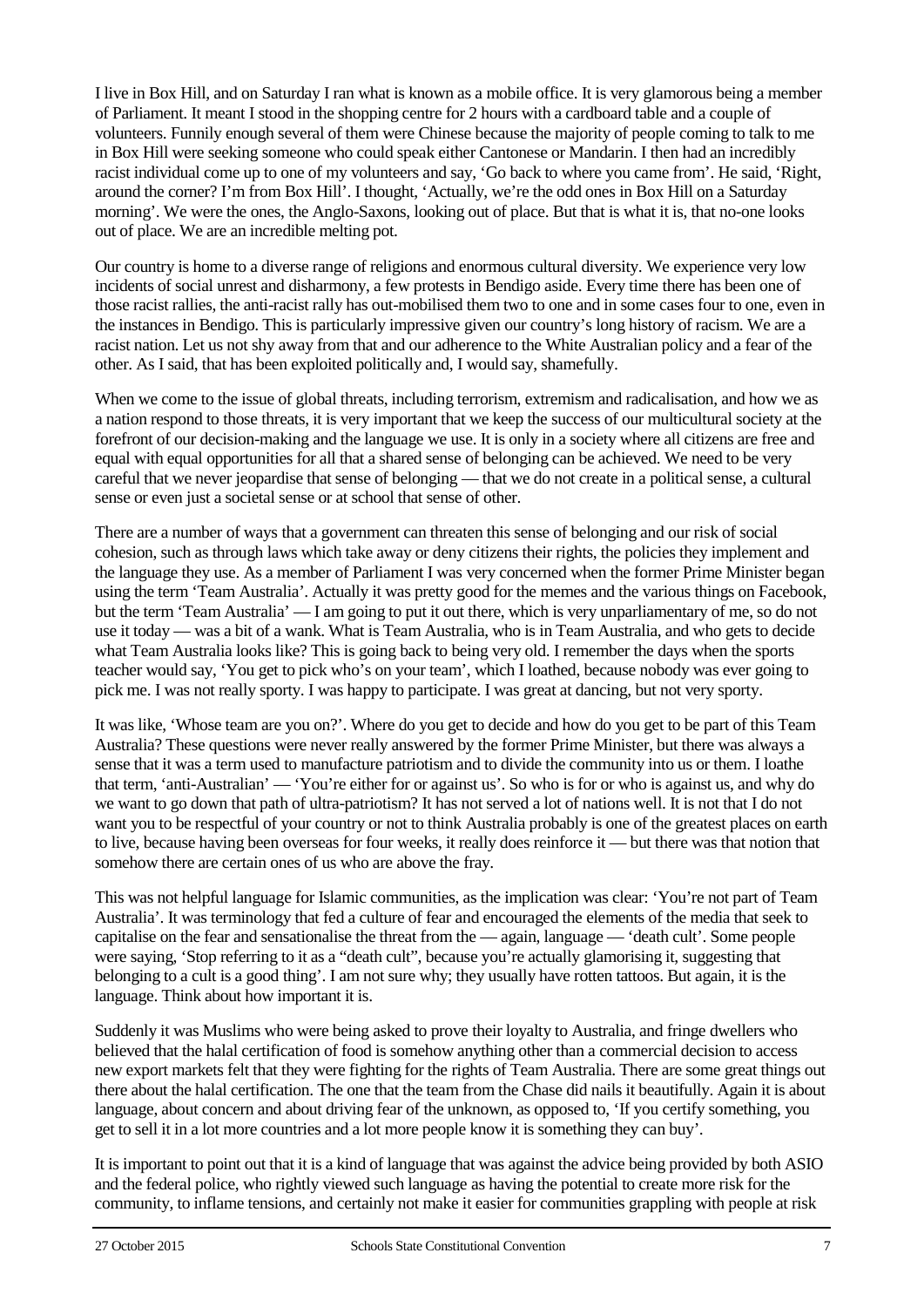I live in Box Hill, and on Saturday I ran what is known as a mobile office. It is very glamorous being a member of Parliament. It meant I stood in the shopping centre for 2 hours with a cardboard table and a couple of volunteers. Funnily enough several of them were Chinese because the majority of people coming to talk to me in Box Hill were seeking someone who could speak either Cantonese or Mandarin. I then had an incredibly racist individual come up to one of my volunteers and say, 'Go back to where you came from'. He said, 'Right, around the corner? I'm from Box Hill'. I thought, 'Actually, we're the odd ones in Box Hill on a Saturday morning'. We were the ones, the Anglo-Saxons, looking out of place. But that is what it is, that no-one looks out of place. We are an incredible melting pot.

Our country is home to a diverse range of religions and enormous cultural diversity. We experience very low incidents of social unrest and disharmony, a few protests in Bendigo aside. Every time there has been one of those racist rallies, the anti-racist rally has out-mobilised them two to one and in some cases four to one, even in the instances in Bendigo. This is particularly impressive given our country's long history of racism. We are a racist nation. Let us not shy away from that and our adherence to the White Australian policy and a fear of the other. As I said, that has been exploited politically and, I would say, shamefully.

When we come to the issue of global threats, including terrorism, extremism and radicalisation, and how we as a nation respond to those threats, it is very important that we keep the success of our multicultural society at the forefront of our decision-making and the language we use. It is only in a society where all citizens are free and equal with equal opportunities for all that a shared sense of belonging can be achieved. We need to be very careful that we never jeopardise that sense of belonging — that we do not create in a political sense, a cultural sense or even just a societal sense or at school that sense of other.

There are a number of ways that a government can threaten this sense of belonging and our risk of social cohesion, such as through laws which take away or deny citizens their rights, the policies they implement and the language they use. As a member of Parliament I was very concerned when the former Prime Minister began using the term 'Team Australia'. Actually it was pretty good for the memes and the various things on Facebook, but the term 'Team Australia' — I am going to put it out there, which is very unparliamentary of me, so do not use it today — was a bit of a wank. What is Team Australia, who is in Team Australia, and who gets to decide what Team Australia looks like? This is going back to being very old. I remember the days when the sports teacher would say, 'You get to pick who's on your team', which I loathed, because nobody was ever going to pick me. I was not really sporty. I was happy to participate. I was great at dancing, but not very sporty.

It was like, 'Whose team are you on?'. Where do you get to decide and how do you get to be part of this Team Australia? These questions were never really answered by the former Prime Minister, but there was always a sense that it was a term used to manufacture patriotism and to divide the community into us or them. I loathe that term, 'anti-Australian' — 'You're either for or against us'. So who is for or who is against us, and why do we want to go down that path of ultra-patriotism? It has not served a lot of nations well. It is not that I do not want you to be respectful of your country or not to think Australia probably is one of the greatest places on earth to live, because having been overseas for four weeks, it really does reinforce it — but there was that notion that somehow there are certain ones of us who are above the fray.

This was not helpful language for Islamic communities, as the implication was clear: 'You're not part of Team Australia'. It was terminology that fed a culture of fear and encouraged the elements of the media that seek to capitalise on the fear and sensationalise the threat from the — again, language — 'death cult'. Some people were saying, 'Stop referring to it as a "death cult", because you're actually glamorising it, suggesting that belonging to a cult is a good thing'. I am not sure why; they usually have rotten tattoos. But again, it is the language. Think about how important it is.

Suddenly it was Muslims who were being asked to prove their loyalty to Australia, and fringe dwellers who believed that the halal certification of food is somehow anything other than a commercial decision to access new export markets felt that they were fighting for the rights of Team Australia. There are some great things out there about the halal certification. The one that the team from the Chase did nails it beautifully. Again it is about language, about concern and about driving fear of the unknown, as opposed to, 'If you certify something, you get to sell it in a lot more countries and a lot more people know it is something they can buy'.

It is important to point out that it is a kind of language that was against the advice being provided by both ASIO and the federal police, who rightly viewed such language as having the potential to create more risk for the community, to inflame tensions, and certainly not make it easier for communities grappling with people at risk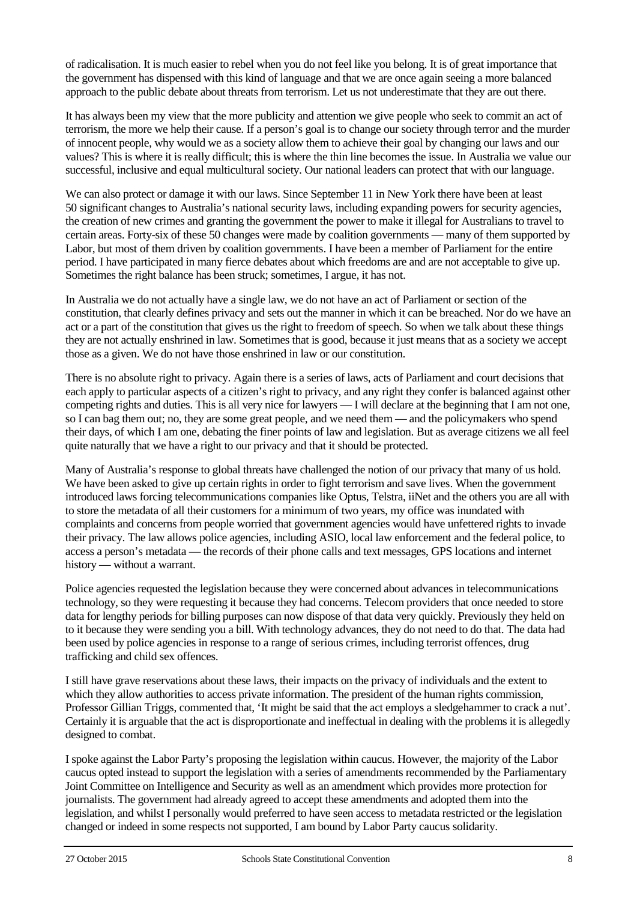of radicalisation. It is much easier to rebel when you do not feel like you belong. It is of great importance that the government has dispensed with this kind of language and that we are once again seeing a more balanced approach to the public debate about threats from terrorism. Let us not underestimate that they are out there.

It has always been my view that the more publicity and attention we give people who seek to commit an act of terrorism, the more we help their cause. If a person's goal is to change our society through terror and the murder of innocent people, why would we as a society allow them to achieve their goal by changing our laws and our values? This is where it is really difficult; this is where the thin line becomes the issue. In Australia we value our successful, inclusive and equal multicultural society. Our national leaders can protect that with our language.

We can also protect or damage it with our laws. Since September 11 in New York there have been at least 50 significant changes to Australia's national security laws, including expanding powers for security agencies, the creation of new crimes and granting the government the power to make it illegal for Australians to travel to certain areas. Forty-six of these 50 changes were made by coalition governments — many of them supported by Labor, but most of them driven by coalition governments. I have been a member of Parliament for the entire period. I have participated in many fierce debates about which freedoms are and are not acceptable to give up. Sometimes the right balance has been struck; sometimes, I argue, it has not.

In Australia we do not actually have a single law, we do not have an act of Parliament or section of the constitution, that clearly defines privacy and sets out the manner in which it can be breached. Nor do we have an act or a part of the constitution that gives us the right to freedom of speech. So when we talk about these things they are not actually enshrined in law. Sometimes that is good, because it just means that as a society we accept those as a given. We do not have those enshrined in law or our constitution.

There is no absolute right to privacy. Again there is a series of laws, acts of Parliament and court decisions that each apply to particular aspects of a citizen's right to privacy, and any right they confer is balanced against other competing rights and duties. This is all very nice for lawyers — I will declare at the beginning that I am not one, so I can bag them out; no, they are some great people, and we need them — and the policymakers who spend their days, of which I am one, debating the finer points of law and legislation. But as average citizens we all feel quite naturally that we have a right to our privacy and that it should be protected.

Many of Australia's response to global threats have challenged the notion of our privacy that many of us hold. We have been asked to give up certain rights in order to fight terrorism and save lives. When the government introduced laws forcing telecommunications companies like Optus, Telstra, iiNet and the others you are all with to store the metadata of all their customers for a minimum of two years, my office was inundated with complaints and concerns from people worried that government agencies would have unfettered rights to invade their privacy. The law allows police agencies, including ASIO, local law enforcement and the federal police, to access a person's metadata — the records of their phone calls and text messages, GPS locations and internet history — without a warrant.

Police agencies requested the legislation because they were concerned about advances in telecommunications technology, so they were requesting it because they had concerns. Telecom providers that once needed to store data for lengthy periods for billing purposes can now dispose of that data very quickly. Previously they held on to it because they were sending you a bill. With technology advances, they do not need to do that. The data had been used by police agencies in response to a range of serious crimes, including terrorist offences, drug trafficking and child sex offences.

I still have grave reservations about these laws, their impacts on the privacy of individuals and the extent to which they allow authorities to access private information. The president of the human rights commission, Professor Gillian Triggs, commented that, 'It might be said that the act employs a sledgehammer to crack a nut'. Certainly it is arguable that the act is disproportionate and ineffectual in dealing with the problems it is allegedly designed to combat.

I spoke against the Labor Party's proposing the legislation within caucus. However, the majority of the Labor caucus opted instead to support the legislation with a series of amendments recommended by the Parliamentary Joint Committee on Intelligence and Security as well as an amendment which provides more protection for journalists. The government had already agreed to accept these amendments and adopted them into the legislation, and whilst I personally would preferred to have seen access to metadata restricted or the legislation changed or indeed in some respects not supported, I am bound by Labor Party caucus solidarity.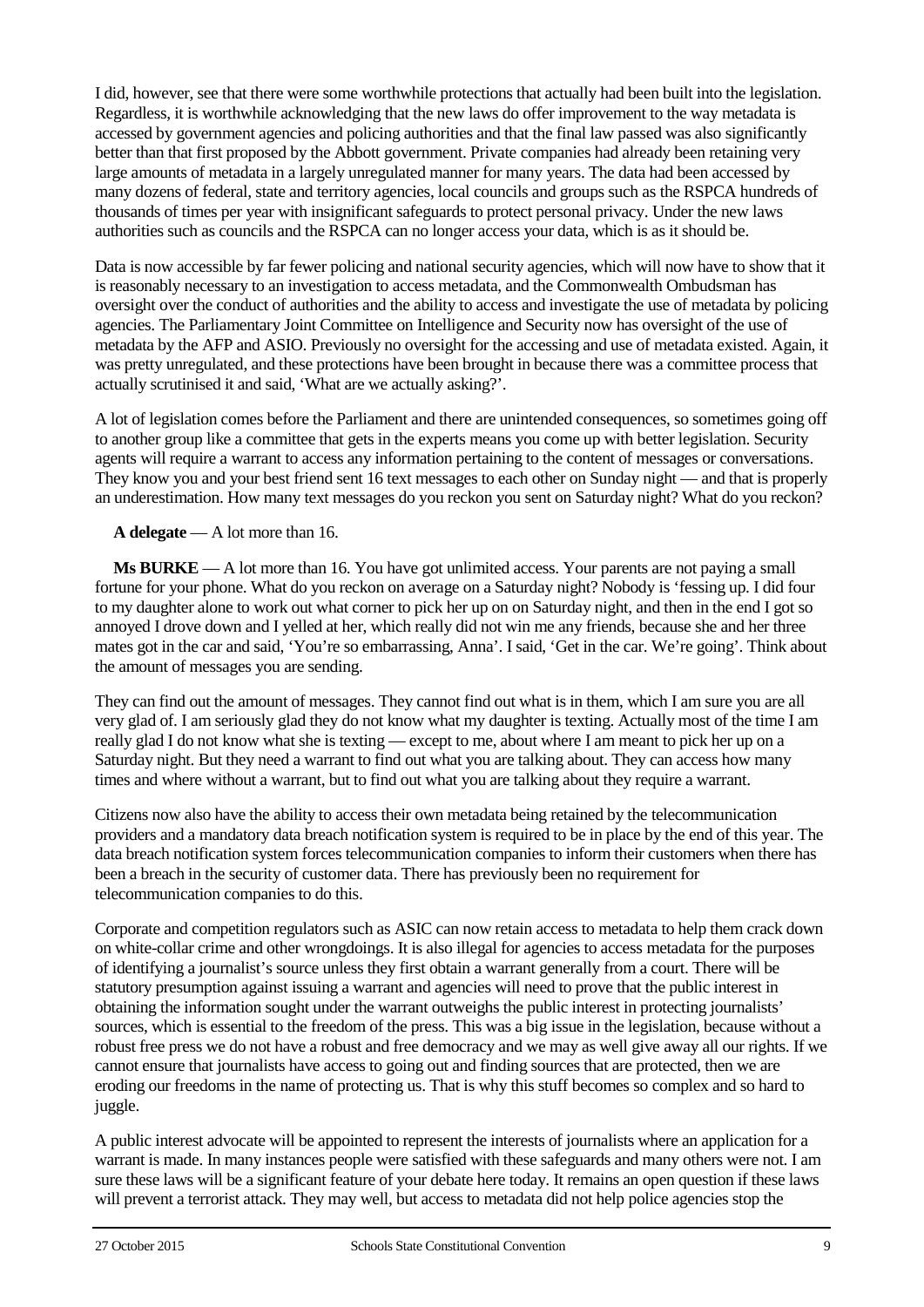I did, however, see that there were some worthwhile protections that actually had been built into the legislation. Regardless, it is worthwhile acknowledging that the new laws do offer improvement to the way metadata is accessed by government agencies and policing authorities and that the final law passed was also significantly better than that first proposed by the Abbott government. Private companies had already been retaining very large amounts of metadata in a largely unregulated manner for many years. The data had been accessed by many dozens of federal, state and territory agencies, local councils and groups such as the RSPCA hundreds of thousands of times per year with insignificant safeguards to protect personal privacy. Under the new laws authorities such as councils and the RSPCA can no longer access your data, which is as it should be.

Data is now accessible by far fewer policing and national security agencies, which will now have to show that it is reasonably necessary to an investigation to access metadata, and the Commonwealth Ombudsman has oversight over the conduct of authorities and the ability to access and investigate the use of metadata by policing agencies. The Parliamentary Joint Committee on Intelligence and Security now has oversight of the use of metadata by the AFP and ASIO. Previously no oversight for the accessing and use of metadata existed. Again, it was pretty unregulated, and these protections have been brought in because there was a committee process that actually scrutinised it and said, 'What are we actually asking?'.

A lot of legislation comes before the Parliament and there are unintended consequences, so sometimes going off to another group like a committee that gets in the experts means you come up with better legislation. Security agents will require a warrant to access any information pertaining to the content of messages or conversations. They know you and your best friend sent 16 text messages to each other on Sunday night — and that is properly an underestimation. How many text messages do you reckon you sent on Saturday night? What do you reckon?

**A delegate** — A lot more than 16.

**Ms BURKE** — A lot more than 16. You have got unlimited access. Your parents are not paying a small fortune for your phone. What do you reckon on average on a Saturday night? Nobody is 'fessing up. I did four to my daughter alone to work out what corner to pick her up on on Saturday night, and then in the end I got so annoyed I drove down and I yelled at her, which really did not win me any friends, because she and her three mates got in the car and said, 'You're so embarrassing, Anna'. I said, 'Get in the car. We're going'. Think about the amount of messages you are sending.

They can find out the amount of messages. They cannot find out what is in them, which I am sure you are all very glad of. I am seriously glad they do not know what my daughter is texting. Actually most of the time I am really glad I do not know what she is texting — except to me, about where I am meant to pick her up on a Saturday night. But they need a warrant to find out what you are talking about. They can access how many times and where without a warrant, but to find out what you are talking about they require a warrant.

Citizens now also have the ability to access their own metadata being retained by the telecommunication providers and a mandatory data breach notification system is required to be in place by the end of this year. The data breach notification system forces telecommunication companies to inform their customers when there has been a breach in the security of customer data. There has previously been no requirement for telecommunication companies to do this.

Corporate and competition regulators such as ASIC can now retain access to metadata to help them crack down on white-collar crime and other wrongdoings. It is also illegal for agencies to access metadata for the purposes of identifying a journalist's source unless they first obtain a warrant generally from a court. There will be statutory presumption against issuing a warrant and agencies will need to prove that the public interest in obtaining the information sought under the warrant outweighs the public interest in protecting journalists' sources, which is essential to the freedom of the press. This was a big issue in the legislation, because without a robust free press we do not have a robust and free democracy and we may as well give away all our rights. If we cannot ensure that journalists have access to going out and finding sources that are protected, then we are eroding our freedoms in the name of protecting us. That is why this stuff becomes so complex and so hard to juggle.

A public interest advocate will be appointed to represent the interests of journalists where an application for a warrant is made. In many instances people were satisfied with these safeguards and many others were not. I am sure these laws will be a significant feature of your debate here today. It remains an open question if these laws will prevent a terrorist attack. They may well, but access to metadata did not help police agencies stop the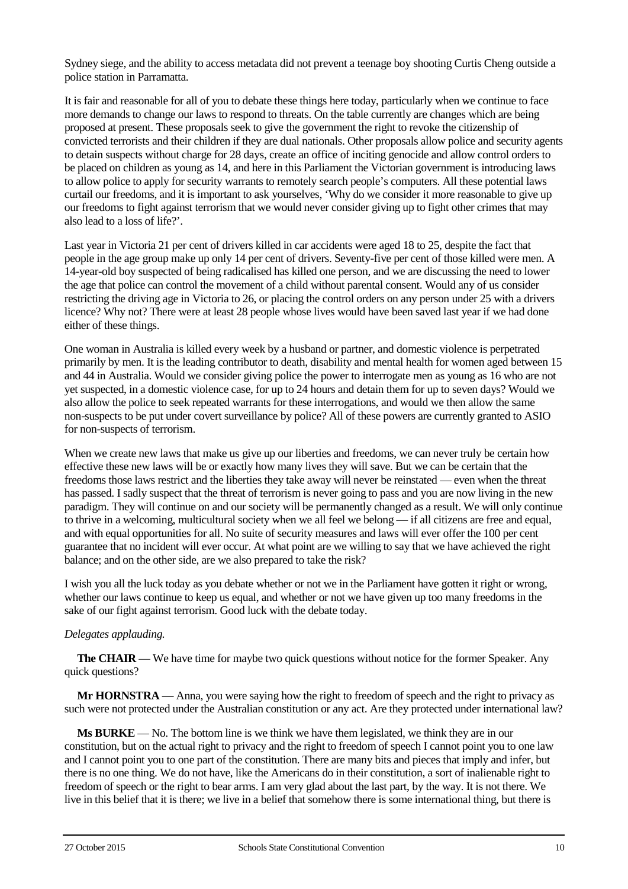Sydney siege, and the ability to access metadata did not prevent a teenage boy shooting Curtis Cheng outside a police station in Parramatta.

It is fair and reasonable for all of you to debate these things here today, particularly when we continue to face more demands to change our laws to respond to threats. On the table currently are changes which are being proposed at present. These proposals seek to give the government the right to revoke the citizenship of convicted terrorists and their children if they are dual nationals. Other proposals allow police and security agents to detain suspects without charge for 28 days, create an office of inciting genocide and allow control orders to be placed on children as young as 14, and here in this Parliament the Victorian government is introducing laws to allow police to apply for security warrants to remotely search people's computers. All these potential laws curtail our freedoms, and it is important to ask yourselves, 'Why do we consider it more reasonable to give up our freedoms to fight against terrorism that we would never consider giving up to fight other crimes that may also lead to a loss of life?'.

Last year in Victoria 21 per cent of drivers killed in car accidents were aged 18 to 25, despite the fact that people in the age group make up only 14 per cent of drivers. Seventy-five per cent of those killed were men. A 14-year-old boy suspected of being radicalised has killed one person, and we are discussing the need to lower the age that police can control the movement of a child without parental consent. Would any of us consider restricting the driving age in Victoria to 26, or placing the control orders on any person under 25 with a drivers licence? Why not? There were at least 28 people whose lives would have been saved last year if we had done either of these things.

One woman in Australia is killed every week by a husband or partner, and domestic violence is perpetrated primarily by men. It is the leading contributor to death, disability and mental health for women aged between 15 and 44 in Australia. Would we consider giving police the power to interrogate men as young as 16 who are not yet suspected, in a domestic violence case, for up to 24 hours and detain them for up to seven days? Would we also allow the police to seek repeated warrants for these interrogations, and would we then allow the same non-suspects to be put under covert surveillance by police? All of these powers are currently granted to ASIO for non-suspects of terrorism.

When we create new laws that make us give up our liberties and freedoms, we can never truly be certain how effective these new laws will be or exactly how many lives they will save. But we can be certain that the freedoms those laws restrict and the liberties they take away will never be reinstated — even when the threat has passed. I sadly suspect that the threat of terrorism is never going to pass and you are now living in the new paradigm. They will continue on and our society will be permanently changed as a result. We will only continue to thrive in a welcoming, multicultural society when we all feel we belong — if all citizens are free and equal, and with equal opportunities for all. No suite of security measures and laws will ever offer the 100 per cent guarantee that no incident will ever occur. At what point are we willing to say that we have achieved the right balance; and on the other side, are we also prepared to take the risk?

I wish you all the luck today as you debate whether or not we in the Parliament have gotten it right or wrong, whether our laws continue to keep us equal, and whether or not we have given up too many freedoms in the sake of our fight against terrorism. Good luck with the debate today.

*Delegates applauding.*

**The CHAIR** — We have time for maybe two quick questions without notice for the former Speaker. Any quick questions?

**Mr HORNSTRA** — Anna, you were saying how the right to freedom of speech and the right to privacy as such were not protected under the Australian constitution or any act. Are they protected under international law?

**Ms BURKE** — No. The bottom line is we think we have them legislated, we think they are in our constitution, but on the actual right to privacy and the right to freedom of speech I cannot point you to one law and I cannot point you to one part of the constitution. There are many bits and pieces that imply and infer, but there is no one thing. We do not have, like the Americans do in their constitution, a sort of inalienable right to freedom of speech or the right to bear arms. I am very glad about the last part, by the way. It is not there. We live in this belief that it is there; we live in a belief that somehow there is some international thing, but there is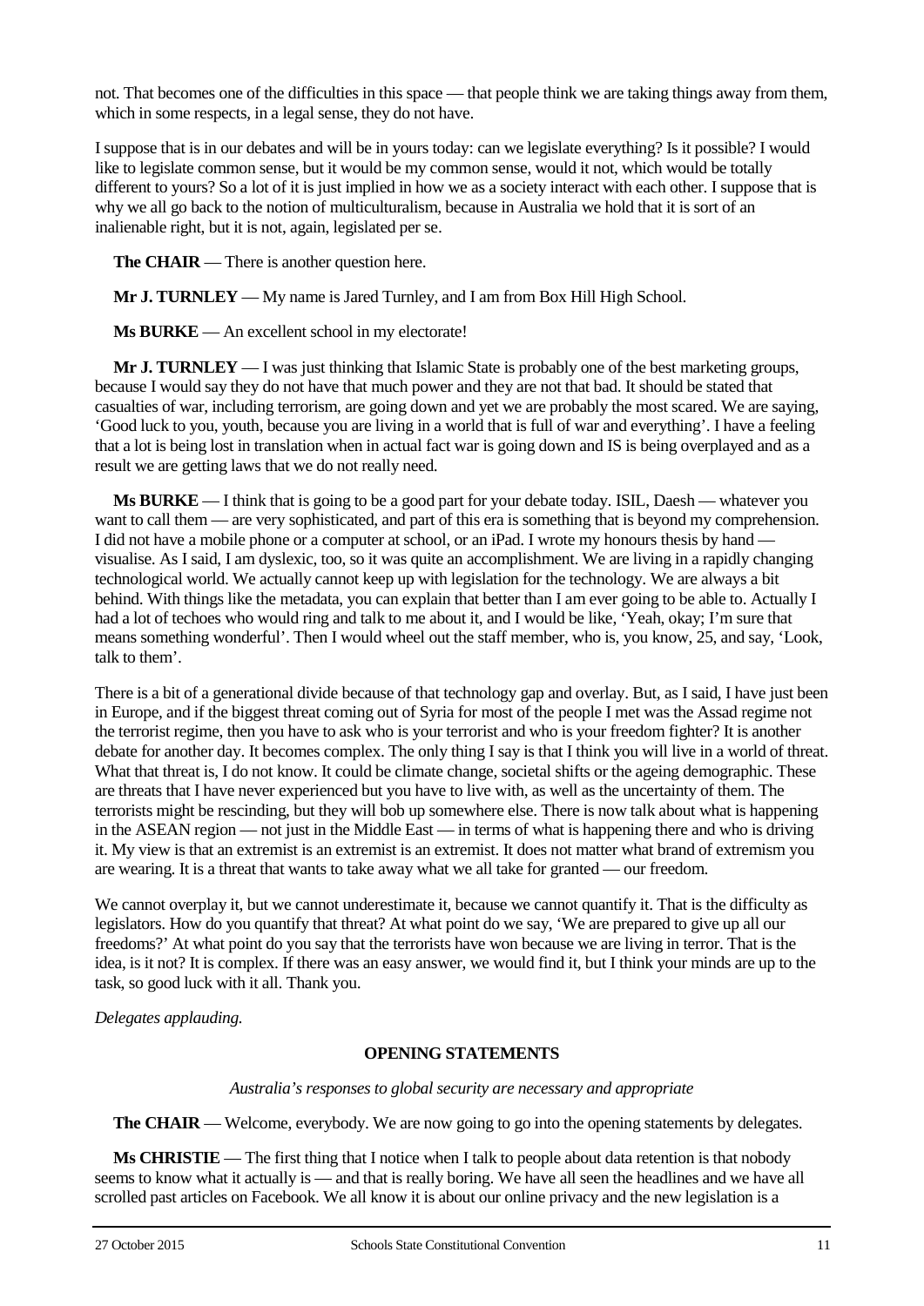not. That becomes one of the difficulties in this space — that people think we are taking things away from them, which in some respects, in a legal sense, they do not have.

I suppose that is in our debates and will be in yours today: can we legislate everything? Is it possible? I would like to legislate common sense, but it would be my common sense, would it not, which would be totally different to yours? So a lot of it is just implied in how we as a society interact with each other. I suppose that is why we all go back to the notion of multiculturalism, because in Australia we hold that it is sort of an inalienable right, but it is not, again, legislated per se.

**The CHAIR** — There is another question here.

**Mr J. TURNLEY** — My name is Jared Turnley, and I am from Box Hill High School.

**Ms BURKE** — An excellent school in my electorate!

**Mr J. TURNLEY** — I was just thinking that Islamic State is probably one of the best marketing groups, because I would say they do not have that much power and they are not that bad. It should be stated that casualties of war, including terrorism, are going down and yet we are probably the most scared. We are saying, 'Good luck to you, youth, because you are living in a world that is full of war and everything'. I have a feeling that a lot is being lost in translation when in actual fact war is going down and IS is being overplayed and as a result we are getting laws that we do not really need.

**Ms BURKE** — I think that is going to be a good part for your debate today. ISIL, Daesh — whatever you want to call them — are very sophisticated, and part of this era is something that is beyond my comprehension. I did not have a mobile phone or a computer at school, or an iPad. I wrote my honours thesis by hand — visualise. As I said, I am dyslexic, too, so it was quite an accomplishment. We are living in a rapidly changing technological world. We actually cannot keep up with legislation for the technology. We are always a bit behind. With things like the metadata, you can explain that better than I am ever going to be able to. Actually I had a lot of techoes who would ring and talk to me about it, and I would be like, 'Yeah, okay; I'm sure that means something wonderful'. Then I would wheel out the staff member, who is, you know, 25, and say, 'Look, talk to them'.

There is a bit of a generational divide because of that technology gap and overlay. But, as I said, I have just been in Europe, and if the biggest threat coming out of Syria for most of the people I met was the Assad regime not the terrorist regime, then you have to ask who is your terrorist and who is your freedom fighter? It is another debate for another day. It becomes complex. The only thing I say is that I think you will live in a world of threat. What that threat is, I do not know. It could be climate change, societal shifts or the ageing demographic. These are threats that I have never experienced but you have to live with, as well as the uncertainty of them. The terrorists might be rescinding, but they will bob up somewhere else. There is now talk about what is happening in the ASEAN region — not just in the Middle East — in terms of what is happening there and who is driving it. My view is that an extremist is an extremist is an extremist. It does not matter what brand of extremism you are wearing. It is a threat that wants to take away what we all take for granted — our freedom.

We cannot overplay it, but we cannot underestimate it, because we cannot quantify it. That is the difficulty as legislators. How do you quantify that threat? At what point do we say, 'We are prepared to give up all our freedoms?' At what point do you say that the terrorists have won because we are living in terror. That is the idea, is it not? It is complex. If there was an easy answer, we would find it, but I think your minds are up to the task, so good luck with it all. Thank you.

*Delegates applauding.*

## OPENING STATEMENTS

*Australia's responses to global security are necessary and appropriate*

**The CHAIR** — Welcome, everybody. We are now going to go into the opening statements by delegates.

**Ms CHRISTIE** — The first thing that I notice when I talk to people about data retention is that nobody seems to know what it actually is — and that is really boring. We have all seen the headlines and we have all scrolled past articles on Facebook. We all know it is about our online privacy and the new legislation is a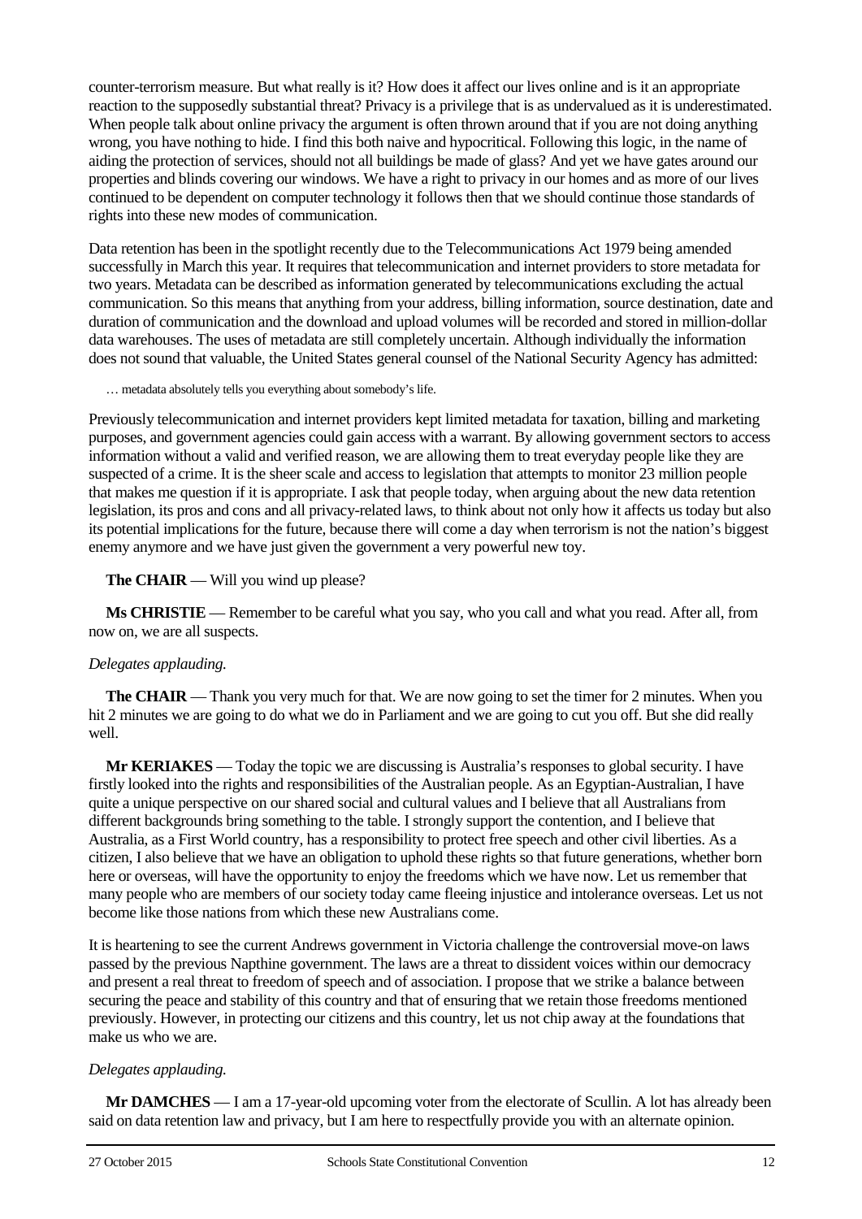counter-terrorism measure. But what really is it? How does it affect our lives online and is it an appropriate reaction to the supposedly substantial threat? Privacy is a privilege that is as undervalued as it is underestimated. When people talk about online privacy the argument is often thrown around that if you are not doing anything wrong, you have nothing to hide. I find this both naive and hypocritical. Following this logic, in the name of aiding the protection of services, should not all buildings be made of glass? And yet we have gates around our properties and blinds covering our windows. We have a right to privacy in our homes and as more of our lives continued to be dependent on computer technology it follows then that we should continue those standards of rights into these new modes of communication.

Data retention has been in the spotlight recently due to the Telecommunications Act 1979 being amended successfully in March this year. It requires that telecommunication and internet providers to store metadata for two years. Metadata can be described as information generated by telecommunications excluding the actual communication. So this means that anything from your address, billing information, source destination, date and duration of communication and the download and upload volumes will be recorded and stored in million-dollar data warehouses. The uses of metadata are still completely uncertain. Although individually the information does not sound that valuable, the United States general counsel of the National Security Agency has admitted:

> … metadata absolutely tells you everything about somebody's life.

Previously telecommunication and internet providers kept limited metadata for taxation, billing and marketing purposes, and government agencies could gain access with a warrant. By allowing government sectors to access information without a valid and verified reason, we are allowing them to treat everyday people like they are suspected of a crime. It is the sheer scale and access to legislation that attempts to monitor 23 million people that makes me question if it is appropriate. I ask that people today, when arguing about the new data retention legislation, its pros and cons and all privacy-related laws, to think about not only how it affects us today but also its potential implications for the future, because there will come a day when terrorism is not the nation's biggest enemy anymore and we have just given the government a very powerful new toy.

**The CHAIR** — Will you wind up please?

**Ms CHRISTIE** — Remember to be careful what you say, who you call and what you read. After all, from now on, we are all suspects.

*Delegates applauding.*

**The CHAIR** — Thank you very much for that. We are now going to set the timer for 2 minutes. When you hit 2 minutes we are going to do what we do in Parliament and we are going to cut you off. But she did really well.

**Mr KERIAKES** — Today the topic we are discussing is Australia's responses to global security. I have firstly looked into the rights and responsibilities of the Australian people. As an Egyptian-Australian, I have quite a unique perspective on our shared social and cultural values and I believe that all Australians from different backgrounds bring something to the table. I strongly support the contention, and I believe that Australia, as a First World country, has a responsibility to protect free speech and other civil liberties. As a citizen, I also believe that we have an obligation to uphold these rights so that future generations, whether born here or overseas, will have the opportunity to enjoy the freedoms which we have now. Let us remember that many people who are members of our society today came fleeing injustice and intolerance overseas. Let us not become like those nations from which these new Australians come.

It is heartening to see the current Andrews government in Victoria challenge the controversial move-on laws passed by the previous Napthine government. The laws are a threat to dissident voices within our democracy and present a real threat to freedom of speech and of association. I propose that we strike a balance between securing the peace and stability of this country and that of ensuring that we retain those freedoms mentioned previously. However, in protecting our citizens and this country, let us not chip away at the foundations that make us who we are.

*Delegates applauding.*

**Mr DAMCHES** — I am a 17-year-old upcoming voter from the electorate of Scullin. A lot has already been said on data retention law and privacy, but I am here to respectfully provide you with an alternate opinion.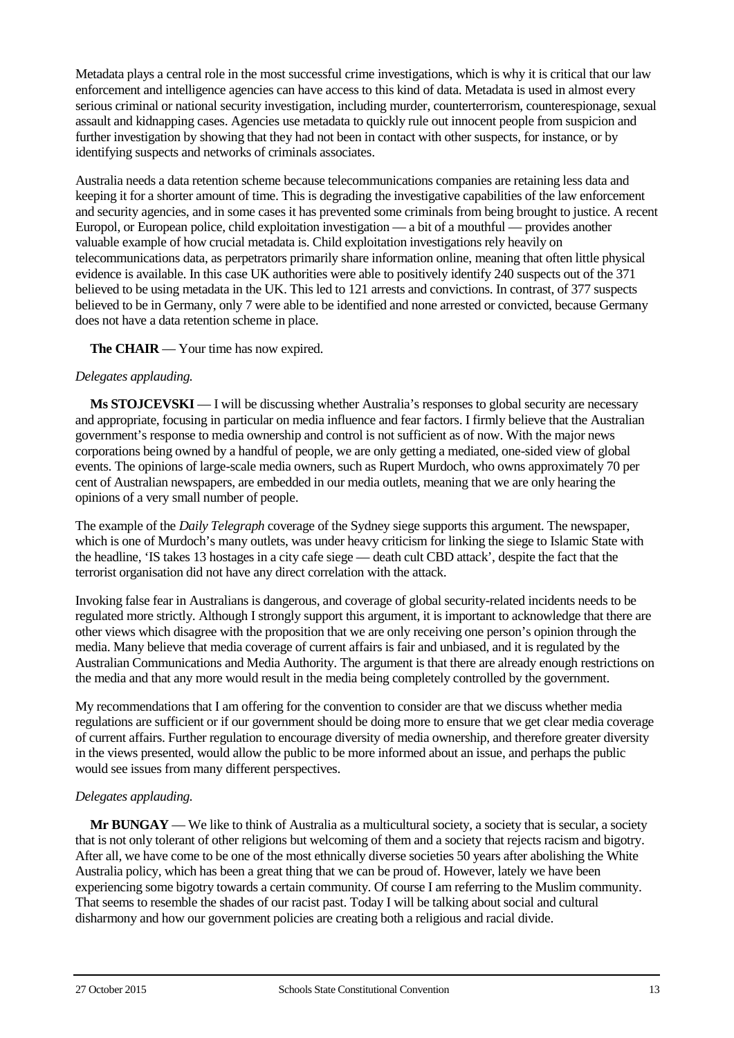Metadata plays a central role in the most successful crime investigations, which is why it is critical that our law enforcement and intelligence agencies can have access to this kind of data. Metadata is used in almost every serious criminal or national security investigation, including murder, counterterrorism, counterespionage, sexual assault and kidnapping cases. Agencies use metadata to quickly rule out innocent people from suspicion and further investigation by showing that they had not been in contact with other suspects, for instance, or by identifying suspects and networks of criminals associates.

Australia needs a data retention scheme because telecommunications companies are retaining less data and keeping it for a shorter amount of time. This is degrading the investigative capabilities of the law enforcement and security agencies, and in some cases it has prevented some criminals from being brought to justice. A recent Europol, or European police, child exploitation investigation — a bit of a mouthful — provides another valuable example of how crucial metadata is. Child exploitation investigations rely heavily on telecommunications data, as perpetrators primarily share information online, meaning that often little physical evidence is available. In this case UK authorities were able to positively identify 240 suspects out of the 371 believed to be using metadata in the UK. This led to 121 arrests and convictions. In contrast, of 377 suspects believed to be in Germany, only 7 were able to be identified and none arrested or convicted, because Germany does not have a data retention scheme in place.

**The CHAIR** — Your time has now expired.

*Delegates applauding.*

**Ms STOJCEVSKI** — I will be discussing whether Australia's responses to global security are necessary and appropriate, focusing in particular on media influence and fear factors. I firmly believe that the Australian government's response to media ownership and control is not sufficient as of now. With the major news corporations being owned by a handful of people, we are only getting a mediated, one-sided view of global events. The opinions of large-scale media owners, such as Rupert Murdoch, who owns approximately 70 per cent of Australian newspapers, are embedded in our media outlets, meaning that we are only hearing the opinions of a very small number of people.

The example of the *Daily Telegraph* coverage of the Sydney siege supports this argument. The newspaper, which is one of Murdoch's many outlets, was under heavy criticism for linking the siege to Islamic State with the headline, 'IS takes 13 hostages in a city cafe siege — death cult CBD attack', despite the fact that the terrorist organisation did not have any direct correlation with the attack.

Invoking false fear in Australians is dangerous, and coverage of global security-related incidents needs to be regulated more strictly. Although I strongly support this argument, it is important to acknowledge that there are other views which disagree with the proposition that we are only receiving one person's opinion through the media. Many believe that media coverage of current affairs is fair and unbiased, and it is regulated by the Australian Communications and Media Authority. The argument is that there are already enough restrictions on the media and that any more would result in the media being completely controlled by the government.

My recommendations that I am offering for the convention to consider are that we discuss whether media regulations are sufficient or if our government should be doing more to ensure that we get clear media coverage of current affairs. Further regulation to encourage diversity of media ownership, and therefore greater diversity in the views presented, would allow the public to be more informed about an issue, and perhaps the public would see issues from many different perspectives.

*Delegates applauding.*

**Mr BUNGAY** — We like to think of Australia as a multicultural society, a society that is secular, a society that is not only tolerant of other religions but welcoming of them and a society that rejects racism and bigotry. After all, we have come to be one of the most ethnically diverse societies 50 years after abolishing the White Australia policy, which has been a great thing that we can be proud of. However, lately we have been experiencing some bigotry towards a certain community. Of course I am referring to the Muslim community. That seems to resemble the shades of our racist past. Today I will be talking about social and cultural disharmony and how our government policies are creating both a religious and racial divide.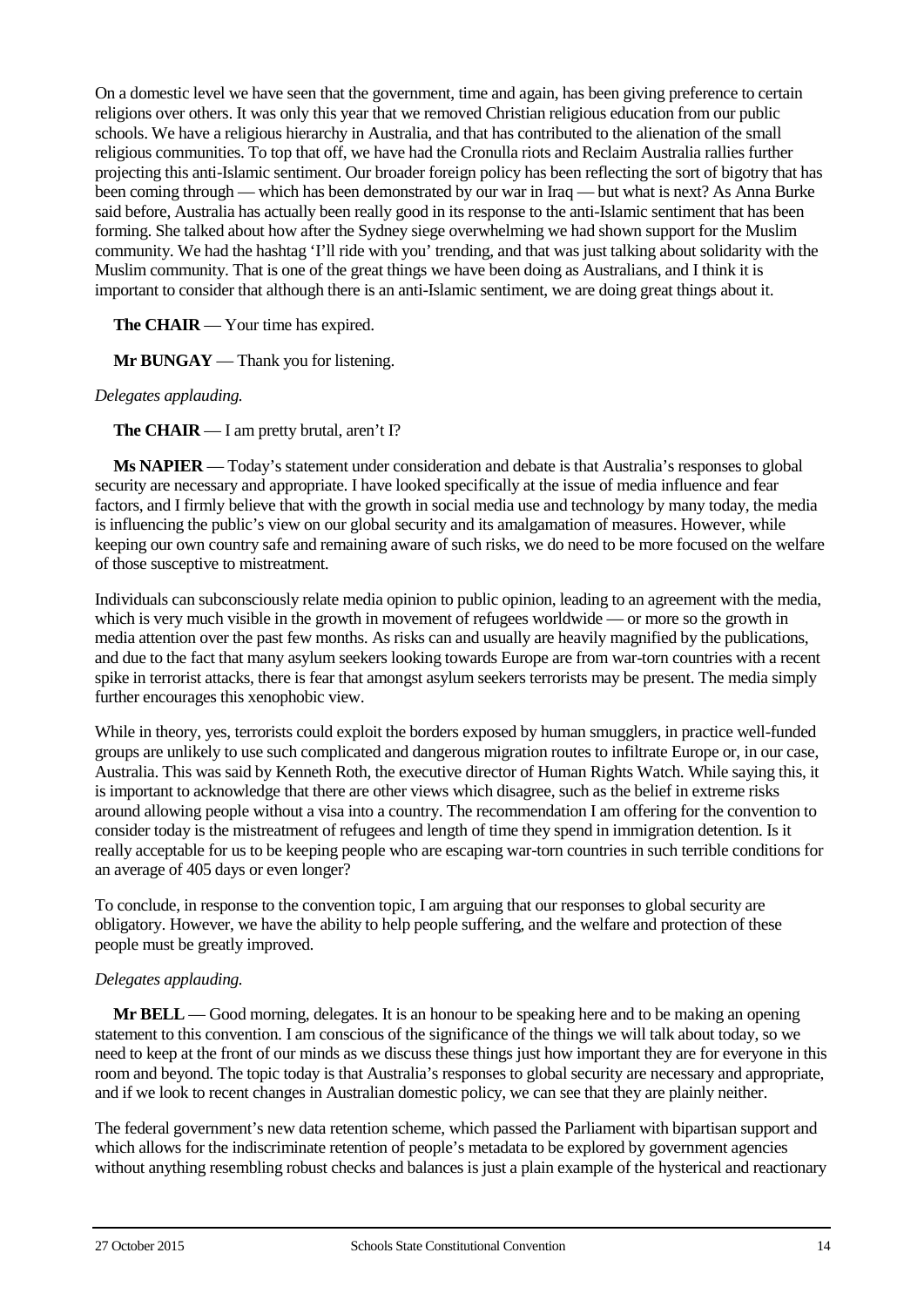On a domestic level we have seen that the government, time and again, has been giving preference to certain religions over others. It was only this year that we removed Christian religious education from our public schools. We have a religious hierarchy in Australia, and that has contributed to the alienation of the small religious communities. To top that off, we have had the Cronulla riots and Reclaim Australia rallies further projecting this anti-Islamic sentiment. Our broader foreign policy has been reflecting the sort of bigotry that has been coming through — which has been demonstrated by our war in Iraq — but what is next? As Anna Burke said before, Australia has actually been really good in its response to the anti-Islamic sentiment that has been forming. She talked about how after the Sydney siege overwhelming we had shown support for the Muslim community. We had the hashtag 'I'll ride with you' trending, and that was just talking about solidarity with the Muslim community. That is one of the great things we have been doing as Australians, and I think it is important to consider that although there is an anti-Islamic sentiment, we are doing great things about it.

**The CHAIR** — Your time has expired.

**Mr BUNGAY** — Thank you for listening.

*Delegates applauding.*

**The CHAIR** — I am pretty brutal, aren't I?

**Ms NAPIER** — Today's statement under consideration and debate is that Australia's responses to global security are necessary and appropriate. I have looked specifically at the issue of media influence and fear factors, and I firmly believe that with the growth in social media use and technology by many today, the media is influencing the public's view on our global security and its amalgamation of measures. However, while keeping our own country safe and remaining aware of such risks, we do need to be more focused on the welfare of those susceptive to mistreatment.

Individuals can subconsciously relate media opinion to public opinion, leading to an agreement with the media, which is very much visible in the growth in movement of refugees worldwide — or more so the growth in media attention over the past few months. As risks can and usually are heavily magnified by the publications, and due to the fact that many asylum seekers looking towards Europe are from war-torn countries with a recent spike in terrorist attacks, there is fear that amongst asylum seekers terrorists may be present. The media simply further encourages this xenophobic view.

While in theory, yes, terrorists could exploit the borders exposed by human smugglers, in practice well-funded groups are unlikely to use such complicated and dangerous migration routes to infiltrate Europe or, in our case, Australia. This was said by Kenneth Roth, the executive director of Human Rights Watch. While saying this, it is important to acknowledge that there are other views which disagree, such as the belief in extreme risks around allowing people without a visa into a country. The recommendation I am offering for the convention to consider today is the mistreatment of refugees and length of time they spend in immigration detention. Is it really acceptable for us to be keeping people who are escaping war-torn countries in such terrible conditions for an average of 405 days or even longer?

To conclude, in response to the convention topic, I am arguing that our responses to global security are obligatory. However, we have the ability to help people suffering, and the welfare and protection of these people must be greatly improved.

*Delegates applauding.*

**Mr BELL** — Good morning, delegates. It is an honour to be speaking here and to be making an opening statement to this convention. I am conscious of the significance of the things we will talk about today, so we need to keep at the front of our minds as we discuss these things just how important they are for everyone in this room and beyond. The topic today is that Australia's responses to global security are necessary and appropriate, and if we look to recent changes in Australian domestic policy, we can see that they are plainly neither.

The federal government's new data retention scheme, which passed the Parliament with bipartisan support and which allows for the indiscriminate retention of people's metadata to be explored by government agencies without anything resembling robust checks and balances is just a plain example of the hysterical and reactionary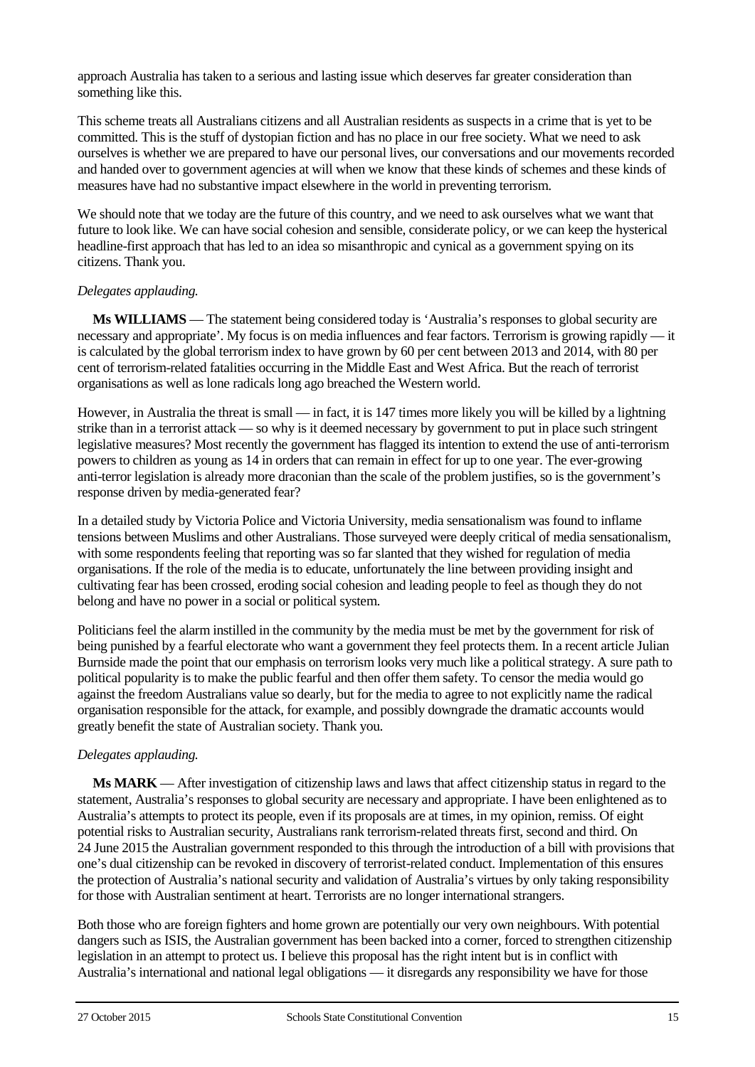approach Australia has taken to a serious and lasting issue which deserves far greater consideration than something like this.

This scheme treats all Australians citizens and all Australian residents as suspects in a crime that is yet to be committed. This is the stuff of dystopian fiction and has no place in our free society. What we need to ask ourselves is whether we are prepared to have our personal lives, our conversations and our movements recorded and handed over to government agencies at will when we know that these kinds of schemes and these kinds of measures have had no substantive impact elsewhere in the world in preventing terrorism.

We should note that we today are the future of this country, and we need to ask ourselves what we want that future to look like. We can have social cohesion and sensible, considerate policy, or we can keep the hysterical headline-first approach that has led to an idea so misanthropic and cynical as a government spying on its citizens. Thank you.

*Delegates applauding.*

**Ms WILLIAMS** — The statement being considered today is 'Australia's responses to global security are necessary and appropriate'. My focus is on media influences and fear factors. Terrorism is growing rapidly — it is calculated by the global terrorism index to have grown by 60 per cent between 2013 and 2014, with 80 per cent of terrorism-related fatalities occurring in the Middle East and West Africa. But the reach of terrorist organisations as well as lone radicals long ago breached the Western world.

However, in Australia the threat is small — in fact, it is 147 times more likely you will be killed by a lightning strike than in a terrorist attack — so why is it deemed necessary by government to put in place such stringent legislative measures? Most recently the government has flagged its intention to extend the use of anti-terrorism powers to children as young as 14 in orders that can remain in effect for up to one year. The ever-growing anti-terror legislation is already more draconian than the scale of the problem justifies, so is the government's response driven by media-generated fear?

In a detailed study by Victoria Police and Victoria University, media sensationalism was found to inflame tensions between Muslims and other Australians. Those surveyed were deeply critical of media sensationalism, with some respondents feeling that reporting was so far slanted that they wished for regulation of media organisations. If the role of the media is to educate, unfortunately the line between providing insight and cultivating fear has been crossed, eroding social cohesion and leading people to feel as though they do not belong and have no power in a social or political system.

Politicians feel the alarm instilled in the community by the media must be met by the government for risk of being punished by a fearful electorate who want a government they feel protects them. In a recent article Julian Burnside made the point that our emphasis on terrorism looks very much like a political strategy. A sure path to political popularity is to make the public fearful and then offer them safety. To censor the media would go against the freedom Australians value so dearly, but for the media to agree to not explicitly name the radical organisation responsible for the attack, for example, and possibly downgrade the dramatic accounts would greatly benefit the state of Australian society. Thank you.

*Delegates applauding.*

**Ms MARK** — After investigation of citizenship laws and laws that affect citizenship status in regard to the statement, Australia's responses to global security are necessary and appropriate. I have been enlightened as to Australia's attempts to protect its people, even if its proposals are at times, in my opinion, remiss. Of eight potential risks to Australian security, Australians rank terrorism-related threats first, second and third. On 24 June 2015 the Australian government responded to this through the introduction of a bill with provisions that one's dual citizenship can be revoked in discovery of terrorist-related conduct. Implementation of this ensures the protection of Australia's national security and validation of Australia's virtues by only taking responsibility for those with Australian sentiment at heart. Terrorists are no longer international strangers.

Both those who are foreign fighters and home grown are potentially our very own neighbours. With potential dangers such as ISIS, the Australian government has been backed into a corner, forced to strengthen citizenship legislation in an attempt to protect us. I believe this proposal has the right intent but is in conflict with Australia's international and national legal obligations — it disregards any responsibility we have for those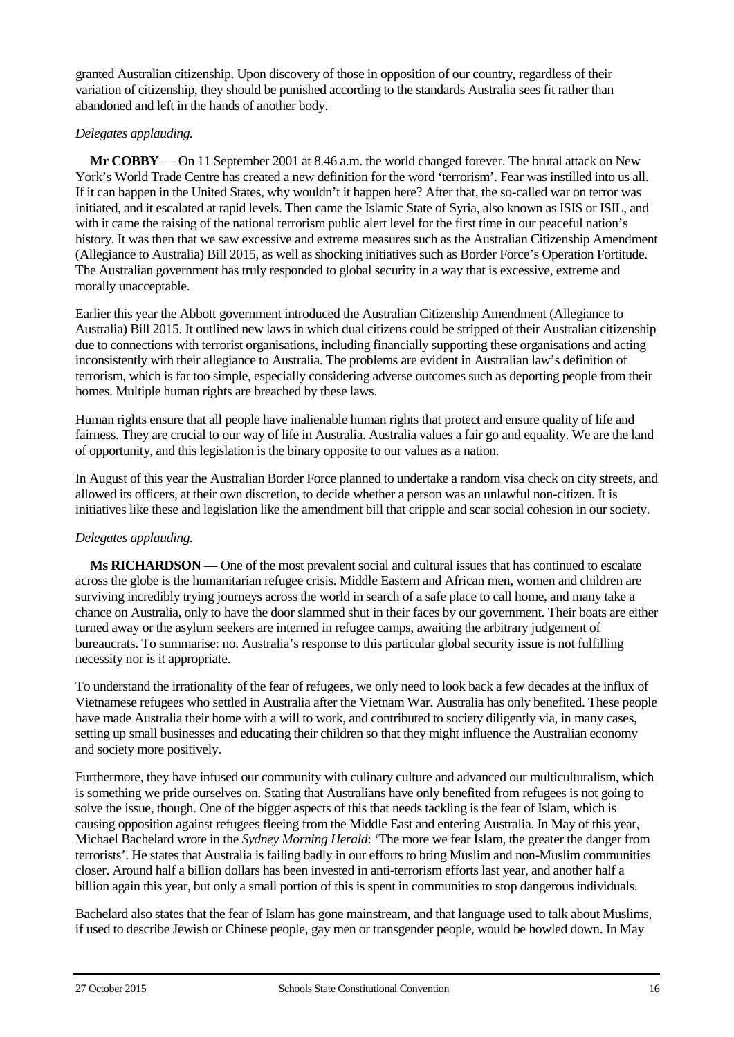granted Australian citizenship. Upon discovery of those in opposition of our country, regardless of their variation of citizenship, they should be punished according to the standards Australia sees fit rather than abandoned and left in the hands of another body.

*Delegates applauding.*

**Mr COBBY** — On 11 September 2001 at 8.46 a.m. the world changed forever. The brutal attack on New York's World Trade Centre has created a new definition for the word 'terrorism'. Fear was instilled into us all. If it can happen in the United States, why wouldn't it happen here? After that, the so-called war on terror was initiated, and it escalated at rapid levels. Then came the Islamic State of Syria, also known as ISIS or ISIL, and with it came the raising of the national terrorism public alert level for the first time in our peaceful nation's history. It was then that we saw excessive and extreme measures such as the Australian Citizenship Amendment (Allegiance to Australia) Bill 2015, as well as shocking initiatives such as Border Force's Operation Fortitude. The Australian government has truly responded to global security in a way that is excessive, extreme and morally unacceptable.

Earlier this year the Abbott government introduced the Australian Citizenship Amendment (Allegiance to Australia) Bill 2015. It outlined new laws in which dual citizens could be stripped of their Australian citizenship due to connections with terrorist organisations, including financially supporting these organisations and acting inconsistently with their allegiance to Australia. The problems are evident in Australian law's definition of terrorism, which is far too simple, especially considering adverse outcomes such as deporting people from their homes. Multiple human rights are breached by these laws.

Human rights ensure that all people have inalienable human rights that protect and ensure quality of life and fairness. They are crucial to our way of life in Australia. Australia values a fair go and equality. We are the land of opportunity, and this legislation is the binary opposite to our values as a nation.

In August of this year the Australian Border Force planned to undertake a random visa check on city streets, and allowed its officers, at their own discretion, to decide whether a person was an unlawful non-citizen. It is initiatives like these and legislation like the amendment bill that cripple and scar social cohesion in our society.

*Delegates applauding.*

**Ms RICHARDSON** — One of the most prevalent social and cultural issues that has continued to escalate across the globe is the humanitarian refugee crisis. Middle Eastern and African men, women and children are surviving incredibly trying journeys across the world in search of a safe place to call home, and many take a chance on Australia, only to have the door slammed shut in their faces by our government. Their boats are either turned away or the asylum seekers are interned in refugee camps, awaiting the arbitrary judgement of bureaucrats. To summarise: no. Australia's response to this particular global security issue is not fulfilling necessity nor is it appropriate.

To understand the irrationality of the fear of refugees, we only need to look back a few decades at the influx of Vietnamese refugees who settled in Australia after the Vietnam War. Australia has only benefited. These people have made Australia their home with a will to work, and contributed to society diligently via, in many cases, setting up small businesses and educating their children so that they might influence the Australian economy and society more positively.

Furthermore, they have infused our community with culinary culture and advanced our multiculturalism, which is something we pride ourselves on. Stating that Australians have only benefited from refugees is not going to solve the issue, though. One of the bigger aspects of this that needs tackling is the fear of Islam, which is causing opposition against refugees fleeing from the Middle East and entering Australia. In May of this year, Michael Bachelard wrote in the *Sydney Morning Herald*: 'The more we fear Islam, the greater the danger from terrorists'. He states that Australia is failing badly in our efforts to bring Muslim and non-Muslim communities closer. Around half a billion dollars has been invested in anti-terrorism efforts last year, and another half a billion again this year, but only a small portion of this is spent in communities to stop dangerous individuals.

Bachelard also states that the fear of Islam has gone mainstream, and that language used to talk about Muslims, if used to describe Jewish or Chinese people, gay men or transgender people, would be howled down. In May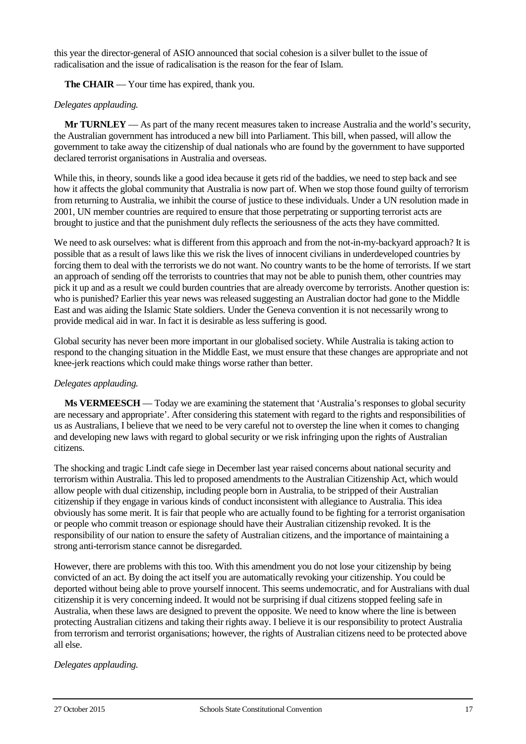this year the director-general of ASIO announced that social cohesion is a silver bullet to the issue of radicalisation and the issue of radicalisation is the reason for the fear of Islam.

**The CHAIR** — Your time has expired, thank you.

*Delegates applauding.*

**Mr TURNLEY** — As part of the many recent measures taken to increase Australia and the world's security, the Australian government has introduced a new bill into Parliament. This bill, when passed, will allow the government to take away the citizenship of dual nationals who are found by the government to have supported declared terrorist organisations in Australia and overseas.

While this, in theory, sounds like a good idea because it gets rid of the baddies, we need to step back and see how it affects the global community that Australia is now part of. When we stop those found guilty of terrorism from returning to Australia, we inhibit the course of justice to these individuals. Under a UN resolution made in 2001, UN member countries are required to ensure that those perpetrating or supporting terrorist acts are brought to justice and that the punishment duly reflects the seriousness of the acts they have committed.

We need to ask ourselves: what is different from this approach and from the not-in-my-backyard approach? It is possible that as a result of laws like this we risk the lives of innocent civilians in underdeveloped countries by forcing them to deal with the terrorists we do not want. No country wants to be the home of terrorists. If we start an approach of sending off the terrorists to countries that may not be able to punish them, other countries may pick it up and as a result we could burden countries that are already overcome by terrorists. Another question is: who is punished? Earlier this year news was released suggesting an Australian doctor had gone to the Middle East and was aiding the Islamic State soldiers. Under the Geneva convention it is not necessarily wrong to provide medical aid in war. In fact it is desirable as less suffering is good.

Global security has never been more important in our globalised society. While Australia is taking action to respond to the changing situation in the Middle East, we must ensure that these changes are appropriate and not knee-jerk reactions which could make things worse rather than better.

*Delegates applauding.*

**Ms VERMEESCH** — Today we are examining the statement that 'Australia's responses to global security are necessary and appropriate'. After considering this statement with regard to the rights and responsibilities of us as Australians, I believe that we need to be very careful not to overstep the line when it comes to changing and developing new laws with regard to global security or we risk infringing upon the rights of Australian citizens.

The shocking and tragic Lindt cafe siege in December last year raised concerns about national security and terrorism within Australia. This led to proposed amendments to the Australian Citizenship Act, which would allow people with dual citizenship, including people born in Australia, to be stripped of their Australian citizenship if they engage in various kinds of conduct inconsistent with allegiance to Australia. This idea obviously has some merit. It is fair that people who are actually found to be fighting for a terrorist organisation or people who commit treason or espionage should have their Australian citizenship revoked. It is the responsibility of our nation to ensure the safety of Australian citizens, and the importance of maintaining a strong anti-terrorism stance cannot be disregarded.

However, there are problems with this too. With this amendment you do not lose your citizenship by being convicted of an act. By doing the act itself you are automatically revoking your citizenship. You could be deported without being able to prove yourself innocent. This seems undemocratic, and for Australians with dual citizenship it is very concerning indeed. It would not be surprising if dual citizens stopped feeling safe in Australia, when these laws are designed to prevent the opposite. We need to know where the line is between protecting Australian citizens and taking their rights away. I believe it is our responsibility to protect Australia from terrorism and terrorist organisations; however, the rights of Australian citizens need to be protected above all else.

*Delegates applauding.*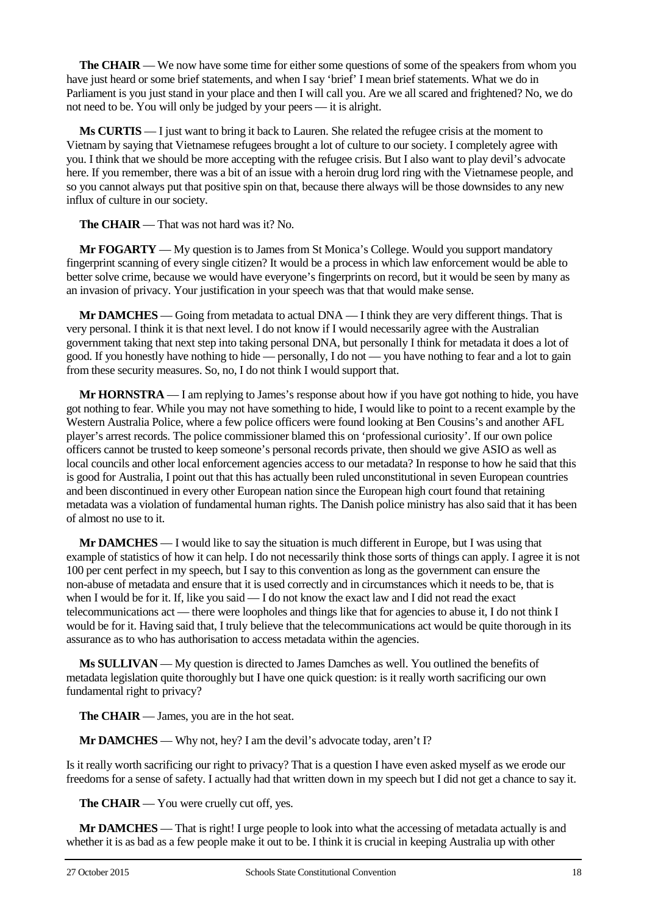**The CHAIR** — We now have some time for either some questions of some of the speakers from whom you have just heard or some brief statements, and when I say 'brief' I mean brief statements. What we do in Parliament is you just stand in your place and then I will call you. Are we all scared and frightened? No, we do not need to be. You will only be judged by your peers — it is alright.

**Ms CURTIS** — I just want to bring it back to Lauren. She related the refugee crisis at the moment to Vietnam by saying that Vietnamese refugees brought a lot of culture to our society. I completely agree with you. I think that we should be more accepting with the refugee crisis. But I also want to play devil's advocate here. If you remember, there was a bit of an issue with a heroin drug lord ring with the Vietnamese people, and so you cannot always put that positive spin on that, because there always will be those downsides to any new influx of culture in our society.

**The CHAIR** — That was not hard was it? No.

**Mr FOGARTY** — My question is to James from St Monica's College. Would you support mandatory fingerprint scanning of every single citizen? It would be a process in which law enforcement would be able to better solve crime, because we would have everyone's fingerprints on record, but it would be seen by many as an invasion of privacy. Your justification in your speech was that that would make sense.

**Mr DAMCHES** — Going from metadata to actual DNA — I think they are very different things. That is very personal. I think it is that next level. I do not know if I would necessarily agree with the Australian government taking that next step into taking personal DNA, but personally I think for metadata it does a lot of good. If you honestly have nothing to hide — personally, I do not — you have nothing to fear and a lot to gain from these security measures. So, no, I do not think I would support that.

**Mr HORNSTRA** — I am replying to James's response about how if you have got nothing to hide, you have got nothing to fear. While you may not have something to hide, I would like to point to a recent example by the Western Australia Police, where a few police officers were found looking at Ben Cousins's and another AFL player's arrest records. The police commissioner blamed this on 'professional curiosity'. If our own police officers cannot be trusted to keep someone's personal records private, then should we give ASIO as well as local councils and other local enforcement agencies access to our metadata? In response to how he said that this is good for Australia, I point out that this has actually been ruled unconstitutional in seven European countries and been discontinued in every other European nation since the European high court found that retaining metadata was a violation of fundamental human rights. The Danish police ministry has also said that it has been of almost no use to it.

**Mr DAMCHES** — I would like to say the situation is much different in Europe, but I was using that example of statistics of how it can help. I do not necessarily think those sorts of things can apply. I agree it is not 100 per cent perfect in my speech, but I say to this convention as long as the government can ensure the non-abuse of metadata and ensure that it is used correctly and in circumstances which it needs to be, that is when I would be for it. If, like you said — I do not know the exact law and I did not read the exact telecommunications act — there were loopholes and things like that for agencies to abuse it, I do not think I would be for it. Having said that, I truly believe that the telecommunications act would be quite thorough in its assurance as to who has authorisation to access metadata within the agencies.

**Ms SULLIVAN** — My question is directed to James Damches as well. You outlined the benefits of metadata legislation quite thoroughly but I have one quick question: is it really worth sacrificing our own fundamental right to privacy?

**The CHAIR** — James, you are in the hot seat.

**Mr DAMCHES** — Why not, hey? I am the devil's advocate today, aren't I?

Is it really worth sacrificing our right to privacy? That is a question I have even asked myself as we erode our freedoms for a sense of safety. I actually had that written down in my speech but I did not get a chance to say it.

**The CHAIR** — You were cruelly cut off, yes.

**Mr DAMCHES** — That is right! I urge people to look into what the accessing of metadata actually is and whether it is as bad as a few people make it out to be. I think it is crucial in keeping Australia up with other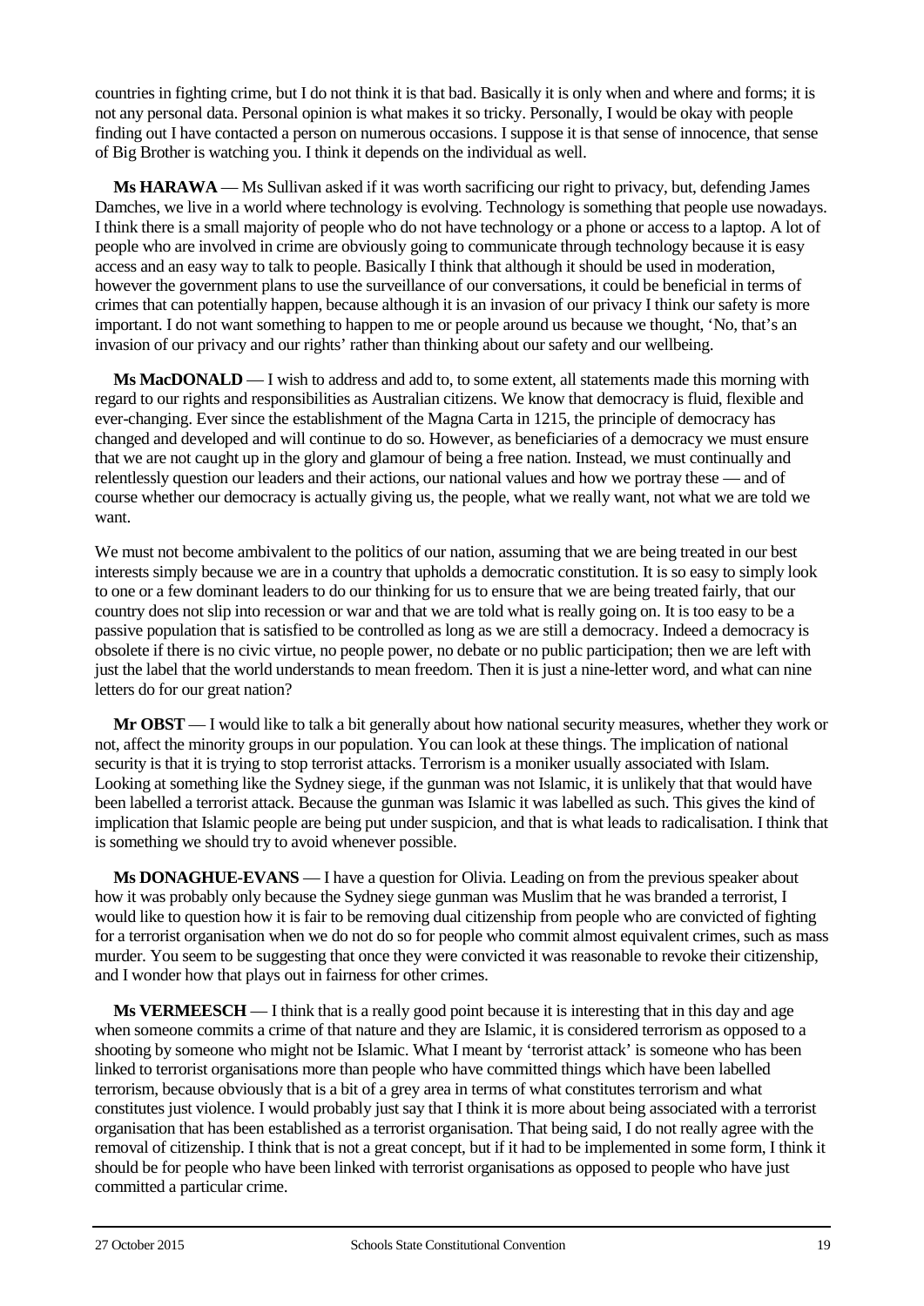countries in fighting crime, but I do not think it is that bad. Basically it is only when and where and forms; it is not any personal data. Personal opinion is what makes it so tricky. Personally, I would be okay with people finding out I have contacted a person on numerous occasions. I suppose it is that sense of innocence, that sense of Big Brother is watching you. I think it depends on the individual as well.

**Ms HARAWA** — Ms Sullivan asked if it was worth sacrificing our right to privacy, but, defending James Damches, we live in a world where technology is evolving. Technology is something that people use nowadays. I think there is a small majority of people who do not have technology or a phone or access to a laptop. A lot of people who are involved in crime are obviously going to communicate through technology because it is easy access and an easy way to talk to people. Basically I think that although it should be used in moderation, however the government plans to use the surveillance of our conversations, it could be beneficial in terms of crimes that can potentially happen, because although it is an invasion of our privacy I think our safety is more important. I do not want something to happen to me or people around us because we thought, 'No, that's an invasion of our privacy and our rights' rather than thinking about our safety and our wellbeing.

**Ms MacDONALD** — I wish to address and add to, to some extent, all statements made this morning with regard to our rights and responsibilities as Australian citizens. We know that democracy is fluid, flexible and ever-changing. Ever since the establishment of the Magna Carta in 1215, the principle of democracy has changed and developed and will continue to do so. However, as beneficiaries of a democracy we must ensure that we are not caught up in the glory and glamour of being a free nation. Instead, we must continually and relentlessly question our leaders and their actions, our national values and how we portray these — and of course whether our democracy is actually giving us, the people, what we really want, not what we are told we want.

We must not become ambivalent to the politics of our nation, assuming that we are being treated in our best interests simply because we are in a country that upholds a democratic constitution. It is so easy to simply look to one or a few dominant leaders to do our thinking for us to ensure that we are being treated fairly, that our country does not slip into recession or war and that we are told what is really going on. It is too easy to be a passive population that is satisfied to be controlled as long as we are still a democracy. Indeed a democracy is obsolete if there is no civic virtue, no people power, no debate or no public participation; then we are left with just the label that the world understands to mean freedom. Then it is just a nine-letter word, and what can nine letters do for our great nation?

**Mr OBST** — I would like to talk a bit generally about how national security measures, whether they work or not, affect the minority groups in our population. You can look at these things. The implication of national security is that it is trying to stop terrorist attacks. Terrorism is a moniker usually associated with Islam. Looking at something like the Sydney siege, if the gunman was not Islamic, it is unlikely that that would have been labelled a terrorist attack. Because the gunman was Islamic it was labelled as such. This gives the kind of implication that Islamic people are being put under suspicion, and that is what leads to radicalisation. I think that is something we should try to avoid whenever possible.

**Ms DONAGHUE-EVANS** — I have a question for Olivia. Leading on from the previous speaker about how it was probably only because the Sydney siege gunman was Muslim that he was branded a terrorist, I would like to question how it is fair to be removing dual citizenship from people who are convicted of fighting for a terrorist organisation when we do not do so for people who commit almost equivalent crimes, such as mass murder. You seem to be suggesting that once they were convicted it was reasonable to revoke their citizenship, and I wonder how that plays out in fairness for other crimes.

**Ms VERMEESCH** — I think that is a really good point because it is interesting that in this day and age when someone commits a crime of that nature and they are Islamic, it is considered terrorism as opposed to a shooting by someone who might not be Islamic. What I meant by 'terrorist attack' is someone who has been linked to terrorist organisations more than people who have committed things which have been labelled terrorism, because obviously that is a bit of a grey area in terms of what constitutes terrorism and what constitutes just violence. I would probably just say that I think it is more about being associated with a terrorist organisation that has been established as a terrorist organisation. That being said, I do not really agree with the removal of citizenship. I think that is not a great concept, but if it had to be implemented in some form, I think it should be for people who have been linked with terrorist organisations as opposed to people who have just committed a particular crime.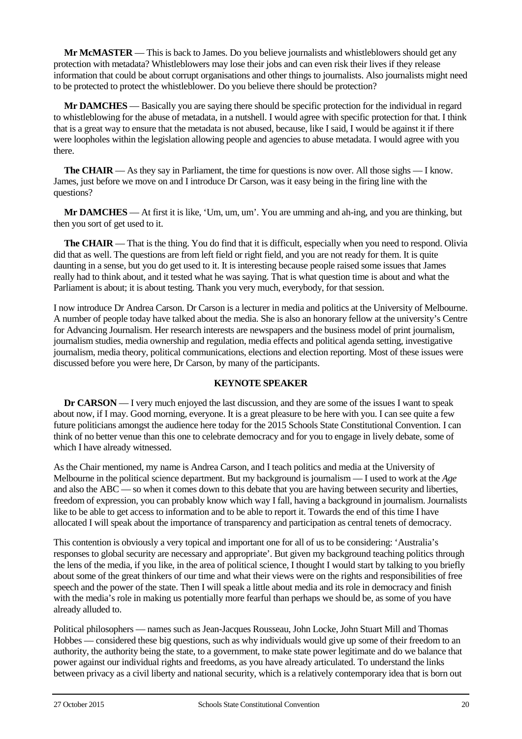**Mr McMASTER** — This is back to James. Do you believe journalists and whistleblowers should get any protection with metadata? Whistleblowers may lose their jobs and can even risk their lives if they release information that could be about corrupt organisations and other things to journalists. Also journalists might need to be protected to protect the whistleblower. Do you believe there should be protection?

**Mr DAMCHES** — Basically you are saying there should be specific protection for the individual in regard to whistleblowing for the abuse of metadata, in a nutshell. I would agree with specific protection for that. I think that is a great way to ensure that the metadata is not abused, because, like I said, I would be against it if there were loopholes within the legislation allowing people and agencies to abuse metadata. I would agree with you there.

**The CHAIR** — As they say in Parliament, the time for questions is now over. All those sighs — I know. James, just before we move on and I introduce Dr Carson, was it easy being in the firing line with the questions?

**Mr DAMCHES** — At first it is like, 'Um, um, um'. You are umming and ah-ing, and you are thinking, but then you sort of get used to it.

**The CHAIR** — That is the thing. You do find that it is difficult, especially when you need to respond. Olivia did that as well. The questions are from left field or right field, and you are not ready for them. It is quite daunting in a sense, but you do get used to it. It is interesting because people raised some issues that James really had to think about, and it tested what he was saying. That is what question time is about and what the Parliament is about; it is about testing. Thank you very much, everybody, for that session.

I now introduce Dr Andrea Carson. Dr Carson is a lecturer in media and politics at the University of Melbourne. A number of people today have talked about the media. She is also an honorary fellow at the university's Centre for Advancing Journalism. Her research interests are newspapers and the business model of print journalism, journalism studies, media ownership and regulation, media effects and political agenda setting, investigative journalism, media theory, political communications, elections and election reporting. Most of these issues were discussed before you were here, Dr Carson, by many of the participants.

## KEYNOTE SPEAKER

**Dr CARSON** — I very much enjoyed the last discussion, and they are some of the issues I want to speak about now, if I may. Good morning, everyone. It is a great pleasure to be here with you. I can see quite a few future politicians amongst the audience here today for the 2015 Schools State Constitutional Convention. I can think of no better venue than this one to celebrate democracy and for you to engage in lively debate, some of which I have already witnessed.

As the Chair mentioned, my name is Andrea Carson, and I teach politics and media at the University of Melbourne in the political science department. But my background is journalism — I used to work at the *Age* and also the ABC — so when it comes down to this debate that you are having between security and liberties, freedom of expression, you can probably know which way I fall, having a background in journalism. Journalists like to be able to get access to information and to be able to report it. Towards the end of this time I have allocated I will speak about the importance of transparency and participation as central tenets of democracy.

This contention is obviously a very topical and important one for all of us to be considering: 'Australia's responses to global security are necessary and appropriate'. But given my background teaching politics through the lens of the media, if you like, in the area of political science, I thought I would start by talking to you briefly about some of the great thinkers of our time and what their views were on the rights and responsibilities of free speech and the power of the state. Then I will speak a little about media and its role in democracy and finish with the media's role in making us potentially more fearful than perhaps we should be, as some of you have already alluded to.

Political philosophers — names such as Jean-Jacques Rousseau, John Locke, John Stuart Mill and Thomas Hobbes — considered these big questions, such as why individuals would give up some of their freedom to an authority, the authority being the state, to a government, to make state power legitimate and do we balance that power against our individual rights and freedoms, as you have already articulated. To understand the links between privacy as a civil liberty and national security, which is a relatively contemporary idea that is born out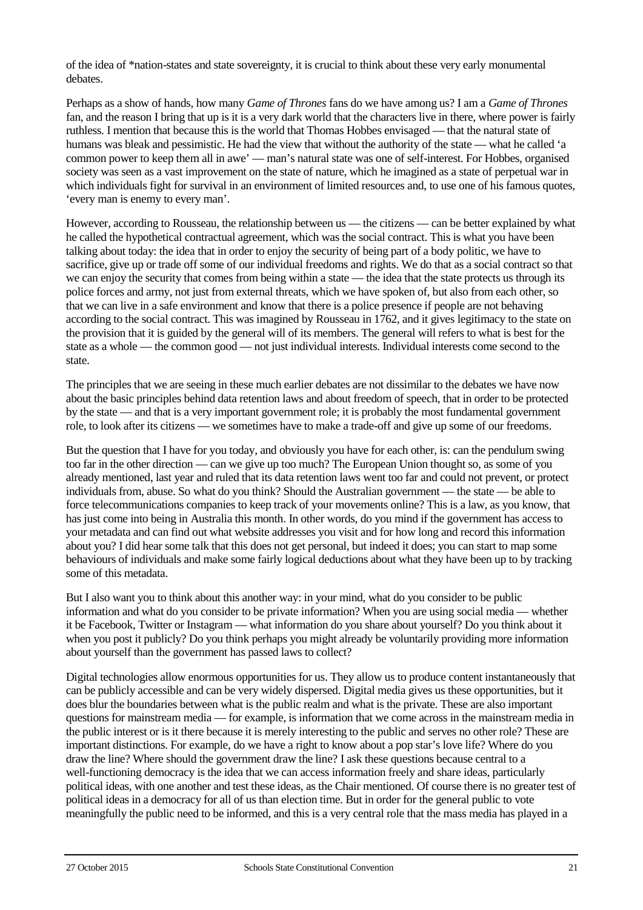of the idea of *nation-states and state sovereignty, it is crucial to think about these very early monumental debates.

Perhaps as a show of hands, how many *Game of Thrones* fans do we have among us? I am a *Game of Thrones* fan, and the reason I bring that up is it is a very dark world that the characters live in there, where power is fairly ruthless. I mention that because this is the world that Thomas Hobbes envisaged — that the natural state of humans was bleak and pessimistic. He had the view that without the authority of the state — what he called 'a common power to keep them all in awe' — man's natural state was one of self-interest. For Hobbes, organised society was seen as a vast improvement on the state of nature, which he imagined as a state of perpetual war in which individuals fight for survival in an environment of limited resources and, to use one of his famous quotes, 'every man is enemy to every man'.

However, according to Rousseau, the relationship between us — the citizens — can be better explained by what he called the hypothetical contractual agreement, which was the social contract. This is what you have been talking about today: the idea that in order to enjoy the security of being part of a body politic, we have to sacrifice, give up or trade off some of our individual freedoms and rights. We do that as a social contract so that we can enjoy the security that comes from being within a state — the idea that the state protects us through its police forces and army, not just from external threats, which we have spoken of, but also from each other, so that we can live in a safe environment and know that there is a police presence if people are not behaving according to the social contract. This was imagined by Rousseau in 1762, and it gives legitimacy to the state on the provision that it is guided by the general will of its members. The general will refers to what is best for the state as a whole — the common good — not just individual interests. Individual interests come second to the state.

The principles that we are seeing in these much earlier debates are not dissimilar to the debates we have now about the basic principles behind data retention laws and about freedom of speech, that in order to be protected by the state — and that is a very important government role; it is probably the most fundamental government role, to look after its citizens — we sometimes have to make a trade-off and give up some of our freedoms.

But the question that I have for you today, and obviously you have for each other, is: can the pendulum swing too far in the other direction — can we give up too much? The European Union thought so, as some of you already mentioned, last year and ruled that its data retention laws went too far and could not prevent, or protect individuals from, abuse. So what do you think? Should the Australian government — the state — be able to force telecommunications companies to keep track of your movements online? This is a law, as you know, that has just come into being in Australia this month. In other words, do you mind if the government has access to your metadata and can find out what website addresses you visit and for how long and record this information about you? I did hear some talk that this does not get personal, but indeed it does; you can start to map some behaviours of individuals and make some fairly logical deductions about what they have been up to by tracking some of this metadata.

But I also want you to think about this another way: in your mind, what do you consider to be public information and what do you consider to be private information? When you are using social media — whether it be Facebook, Twitter or Instagram — what information do you share about yourself? Do you think about it when you post it publicly? Do you think perhaps you might already be voluntarily providing more information about yourself than the government has passed laws to collect?

Digital technologies allow enormous opportunities for us. They allow us to produce content instantaneously that can be publicly accessible and can be very widely dispersed. Digital media gives us these opportunities, but it does blur the boundaries between what is the public realm and what is the private. These are also important questions for mainstream media — for example, is information that we come across in the mainstream media in the public interest or is it there because it is merely interesting to the public and serves no other role? These are important distinctions. For example, do we have a right to know about a pop star's love life? Where do you draw the line? Where should the government draw the line? I ask these questions because central to a well-functioning democracy is the idea that we can access information freely and share ideas, particularly political ideas, with one another and test these ideas, as the Chair mentioned. Of course there is no greater test of political ideas in a democracy for all of us than election time. But in order for the general public to vote meaningfully the public need to be informed, and this is a very central role that the mass media has played in a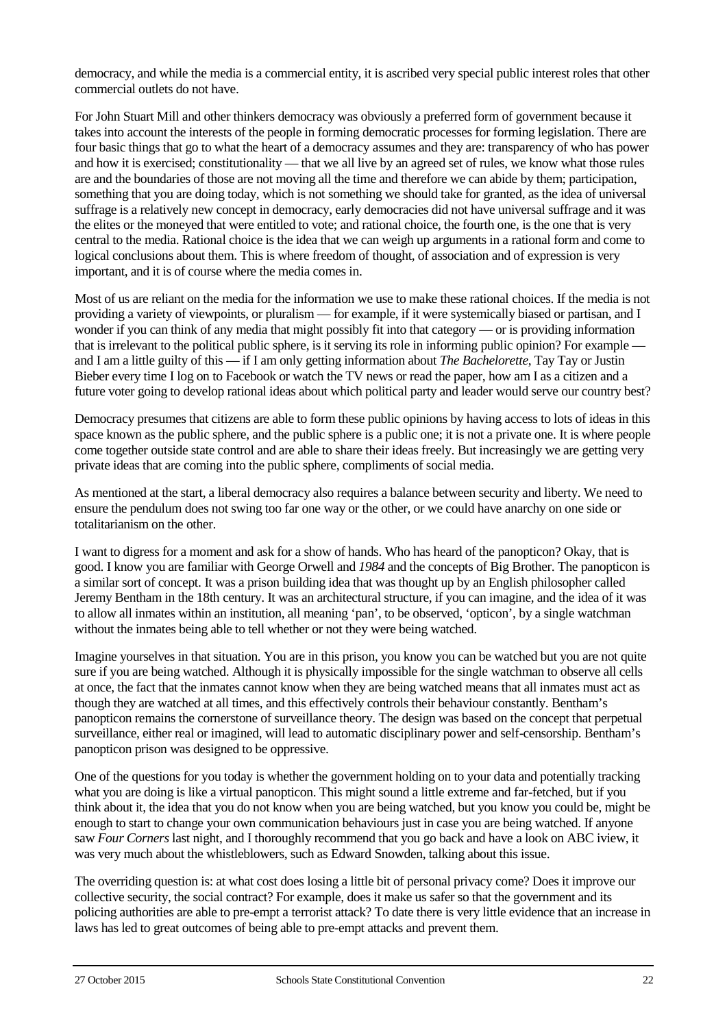democracy, and while the media is a commercial entity, it is ascribed very special public interest roles that other commercial outlets do not have.

For John Stuart Mill and other thinkers democracy was obviously a preferred form of government because it takes into account the interests of the people in forming democratic processes for forming legislation. There are four basic things that go to what the heart of a democracy assumes and they are: transparency of who has power and how it is exercised; constitutionality — that we all live by an agreed set of rules, we know what those rules are and the boundaries of those are not moving all the time and therefore we can abide by them; participation, something that you are doing today, which is not something we should take for granted, as the idea of universal suffrage is a relatively new concept in democracy, early democracies did not have universal suffrage and it was the elites or the moneyed that were entitled to vote; and rational choice, the fourth one, is the one that is very central to the media. Rational choice is the idea that we can weigh up arguments in a rational form and come to logical conclusions about them. This is where freedom of thought, of association and of expression is very important, and it is of course where the media comes in.

Most of us are reliant on the media for the information we use to make these rational choices. If the media is not providing a variety of viewpoints, or pluralism — for example, if it were systemically biased or partisan, and I wonder if you can think of any media that might possibly fit into that category — or is providing information that is irrelevant to the political public sphere, is it serving its role in informing public opinion? For example — and I am a little guilty of this — if I am only getting information about *The Bachelorette*, Tay Tay or Justin Bieber every time I log on to Facebook or watch the TV news or read the paper, how am I as a citizen and a future voter going to develop rational ideas about which political party and leader would serve our country best?

Democracy presumes that citizens are able to form these public opinions by having access to lots of ideas in this space known as the public sphere, and the public sphere is a public one; it is not a private one. It is where people come together outside state control and are able to share their ideas freely. But increasingly we are getting very private ideas that are coming into the public sphere, compliments of social media.

As mentioned at the start, a liberal democracy also requires a balance between security and liberty. We need to ensure the pendulum does not swing too far one way or the other, or we could have anarchy on one side or totalitarianism on the other.

I want to digress for a moment and ask for a show of hands. Who has heard of the panopticon? Okay, that is good. I know you are familiar with George Orwell and *1984* and the concepts of Big Brother. The panopticon is a similar sort of concept. It was a prison building idea that was thought up by an English philosopher called Jeremy Bentham in the 18th century. It was an architectural structure, if you can imagine, and the idea of it was to allow all inmates within an institution, all meaning 'pan', to be observed, 'opticon', by a single watchman without the inmates being able to tell whether or not they were being watched.

Imagine yourselves in that situation. You are in this prison, you know you can be watched but you are not quite sure if you are being watched. Although it is physically impossible for the single watchman to observe all cells at once, the fact that the inmates cannot know when they are being watched means that all inmates must act as though they are watched at all times, and this effectively controls their behaviour constantly. Bentham's panopticon remains the cornerstone of surveillance theory. The design was based on the concept that perpetual surveillance, either real or imagined, will lead to automatic disciplinary power and self-censorship. Bentham's panopticon prison was designed to be oppressive.

One of the questions for you today is whether the government holding on to your data and potentially tracking what you are doing is like a virtual panopticon. This might sound a little extreme and far-fetched, but if you think about it, the idea that you do not know when you are being watched, but you know you could be, might be enough to start to change your own communication behaviours just in case you are being watched. If anyone saw *Four Corners* last night, and I thoroughly recommend that you go back and have a look on ABC iview, it was very much about the whistleblowers, such as Edward Snowden, talking about this issue.

The overriding question is: at what cost does losing a little bit of personal privacy come? Does it improve our collective security, the social contract? For example, does it make us safer so that the government and its policing authorities are able to pre-empt a terrorist attack? To date there is very little evidence that an increase in laws has led to great outcomes of being able to pre-empt attacks and prevent them.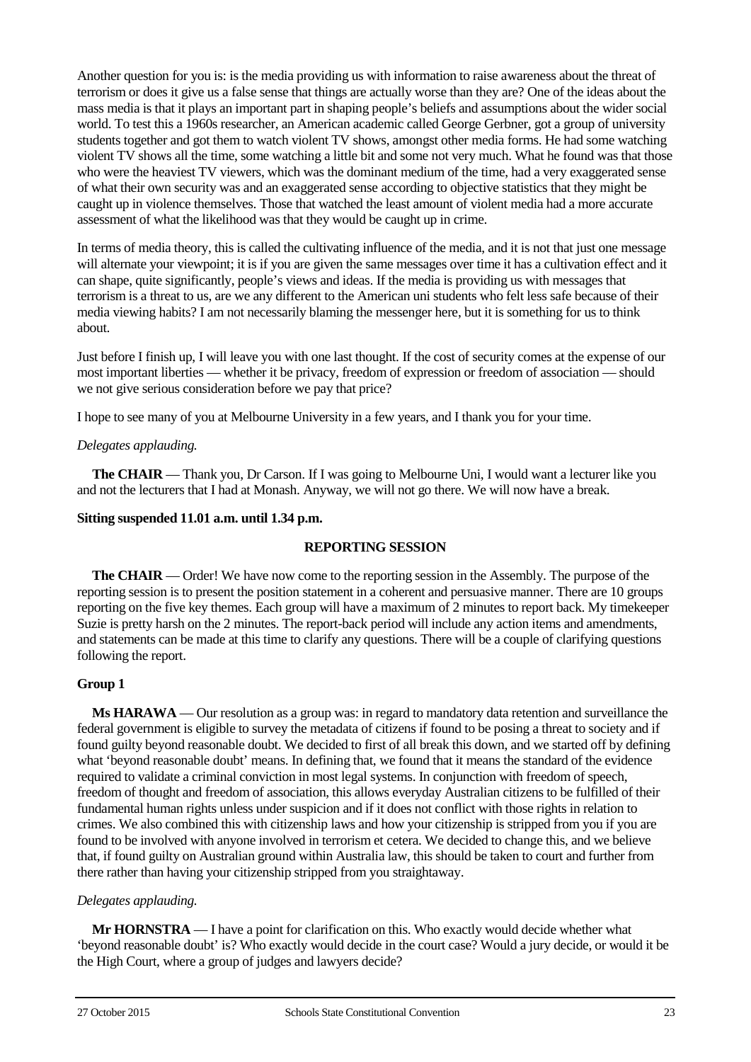Another question for you is: is the media providing us with information to raise awareness about the threat of terrorism or does it give us a false sense that things are actually worse than they are? One of the ideas about the mass media is that it plays an important part in shaping people's beliefs and assumptions about the wider social world. To test this a 1960s researcher, an American academic called George Gerbner, got a group of university students together and got them to watch violent TV shows, amongst other media forms. He had some watching violent TV shows all the time, some watching a little bit and some not very much. What he found was that those who were the heaviest TV viewers, which was the dominant medium of the time, had a very exaggerated sense of what their own security was and an exaggerated sense according to objective statistics that they might be caught up in violence themselves. Those that watched the least amount of violent media had a more accurate assessment of what the likelihood was that they would be caught up in crime.

In terms of media theory, this is called the cultivating influence of the media, and it is not that just one message will alternate your viewpoint; it is if you are given the same messages over time it has a cultivation effect and it can shape, quite significantly, people's views and ideas. If the media is providing us with messages that terrorism is a threat to us, are we any different to the American uni students who felt less safe because of their media viewing habits? I am not necessarily blaming the messenger here, but it is something for us to think about.

Just before I finish up, I will leave you with one last thought. If the cost of security comes at the expense of our most important liberties — whether it be privacy, freedom of expression or freedom of association — should we not give serious consideration before we pay that price?

I hope to see many of you at Melbourne University in a few years, and I thank you for your time.

*Delegates applauding.*

**The CHAIR** — Thank you, Dr Carson. If I was going to Melbourne Uni, I would want a lecturer like you and not the lecturers that I had at Monash. Anyway, we will not go there. We will now have a break.

**Sitting suspended 11.01 a.m. until 1.34 p.m.**

## REPORTING SESSION

**The CHAIR** — Order! We have now come to the reporting session in the Assembly. The purpose of the reporting session is to present the position statement in a coherent and persuasive manner. There are 10 groups reporting on the five key themes. Each group will have a maximum of 2 minutes to report back. My timekeeper Suzie is pretty harsh on the 2 minutes. The report-back period will include any action items and amendments, and statements can be made at this time to clarify any questions. There will be a couple of clarifying questions following the report.

### Group 1

**Ms HARAWA** — Our resolution as a group was: in regard to mandatory data retention and surveillance the federal government is eligible to survey the metadata of citizens if found to be posing a threat to society and if found guilty beyond reasonable doubt. We decided to first of all break this down, and we started off by defining what 'beyond reasonable doubt' means. In defining that, we found that it means the standard of the evidence required to validate a criminal conviction in most legal systems. In conjunction with freedom of speech, freedom of thought and freedom of association, this allows everyday Australian citizens to be fulfilled of their fundamental human rights unless under suspicion and if it does not conflict with those rights in relation to crimes. We also combined this with citizenship laws and how your citizenship is stripped from you if you are found to be involved with anyone involved in terrorism et cetera. We decided to change this, and we believe that, if found guilty on Australian ground within Australia law, this should be taken to court and further from there rather than having your citizenship stripped from you straightaway.

*Delegates applauding.*

**Mr HORNSTRA** — I have a point for clarification on this. Who exactly would decide whether what 'beyond reasonable doubt' is? Who exactly would decide in the court case? Would a jury decide, or would it be the High Court, where a group of judges and lawyers decide?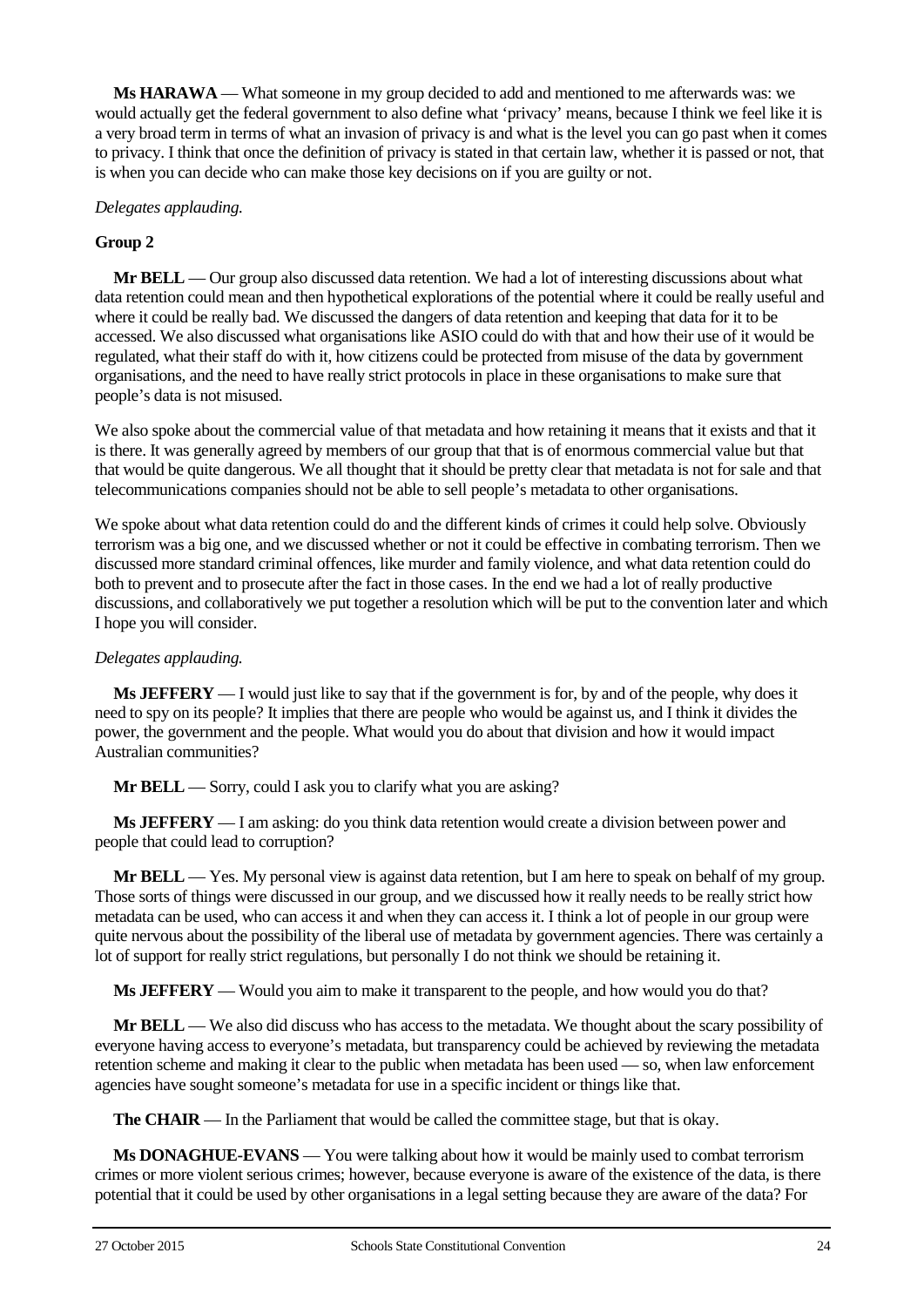**Ms HARAWA** — What someone in my group decided to add and mentioned to me afterwards was: we would actually get the federal government to also define what 'privacy' means, because I think we feel like it is a very broad term in terms of what an invasion of privacy is and what is the level you can go past when it comes to privacy. I think that once the definition of privacy is stated in that certain law, whether it is passed or not, that is when you can decide who can make those key decisions on if you are guilty or not.

*Delegates applauding.*

**Group 2**

**Mr BELL** — Our group also discussed data retention. We had a lot of interesting discussions about what data retention could mean and then hypothetical explorations of the potential where it could be really useful and where it could be really bad. We discussed the dangers of data retention and keeping that data for it to be accessed. We also discussed what organisations like ASIO could do with that and how their use of it would be regulated, what their staff do with it, how citizens could be protected from misuse of the data by government organisations, and the need to have really strict protocols in place in these organisations to make sure that people's data is not misused.

We also spoke about the commercial value of that metadata and how retaining it means that it exists and that it is there. It was generally agreed by members of our group that that is of enormous commercial value but that that would be quite dangerous. We all thought that it should be pretty clear that metadata is not for sale and that telecommunications companies should not be able to sell people's metadata to other organisations.

We spoke about what data retention could do and the different kinds of crimes it could help solve. Obviously terrorism was a big one, and we discussed whether or not it could be effective in combating terrorism. Then we discussed more standard criminal offences, like murder and family violence, and what data retention could do both to prevent and to prosecute after the fact in those cases. In the end we had a lot of really productive discussions, and collaboratively we put together a resolution which will be put to the convention later and which I hope you will consider.

*Delegates applauding.*

**Ms JEFFERY** — I would just like to say that if the government is for, by and of the people, why does it need to spy on its people? It implies that there are people who would be against us, and I think it divides the power, the government and the people. What would you do about that division and how it would impact Australian communities?

**Mr BELL** — Sorry, could I ask you to clarify what you are asking?

**Ms JEFFERY** — I am asking: do you think data retention would create a division between power and people that could lead to corruption?

**Mr BELL** — Yes. My personal view is against data retention, but I am here to speak on behalf of my group. Those sorts of things were discussed in our group, and we discussed how it really needs to be really strict how metadata can be used, who can access it and when they can access it. I think a lot of people in our group were quite nervous about the possibility of the liberal use of metadata by government agencies. There was certainly a lot of support for really strict regulations, but personally I do not think we should be retaining it.

**Ms JEFFERY** — Would you aim to make it transparent to the people, and how would you do that?

**Mr BELL** — We also did discuss who has access to the metadata. We thought about the scary possibility of everyone having access to everyone's metadata, but transparency could be achieved by reviewing the metadata retention scheme and making it clear to the public when metadata has been used — so, when law enforcement agencies have sought someone's metadata for use in a specific incident or things like that.

**The CHAIR** — In the Parliament that would be called the committee stage, but that is okay.

**Ms DONAGHUE-EVANS** — You were talking about how it would be mainly used to combat terrorism crimes or more violent serious crimes; however, because everyone is aware of the existence of the data, is there potential that it could be used by other organisations in a legal setting because they are aware of the data? For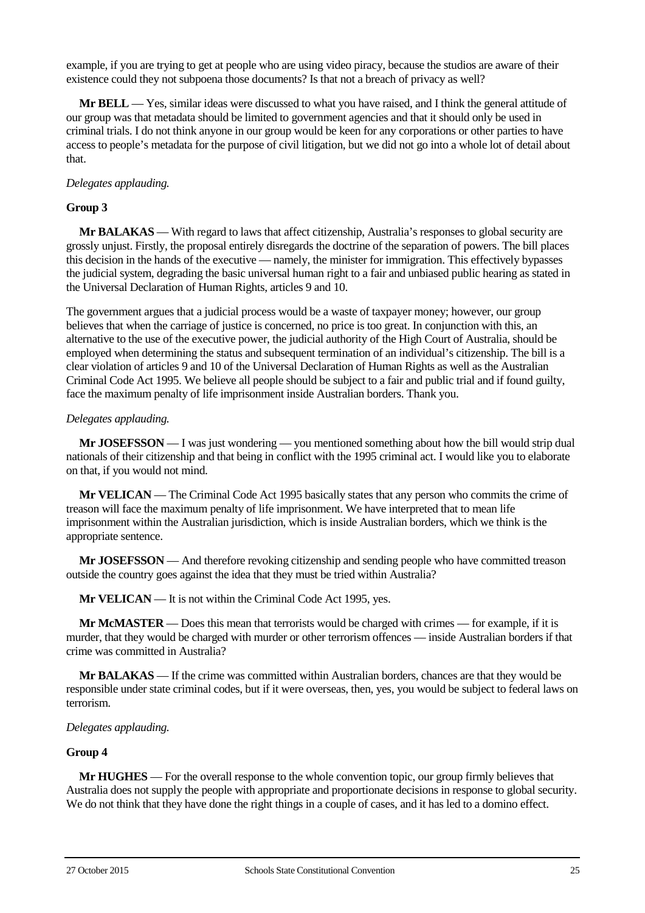example, if you are trying to get at people who are using video piracy, because the studios are aware of their existence could they not subpoena those documents? Is that not a breach of privacy as well?

**Mr BELL** — Yes, similar ideas were discussed to what you have raised, and I think the general attitude of our group was that metadata should be limited to government agencies and that it should only be used in criminal trials. I do not think anyone in our group would be keen for any corporations or other parties to have access to people's metadata for the purpose of civil litigation, but we did not go into a whole lot of detail about that.

*Delegates applauding.*

**Group 3**

**Mr BALAKAS** — With regard to laws that affect citizenship, Australia's responses to global security are grossly unjust. Firstly, the proposal entirely disregards the doctrine of the separation of powers. The bill places this decision in the hands of the executive — namely, the minister for immigration. This effectively bypasses the judicial system, degrading the basic universal human right to a fair and unbiased public hearing as stated in the Universal Declaration of Human Rights, articles 9 and 10.

The government argues that a judicial process would be a waste of taxpayer money; however, our group believes that when the carriage of justice is concerned, no price is too great. In conjunction with this, an alternative to the use of the executive power, the judicial authority of the High Court of Australia, should be employed when determining the status and subsequent termination of an individual's citizenship. The bill is a clear violation of articles 9 and 10 of the Universal Declaration of Human Rights as well as the Australian Criminal Code Act 1995. We believe all people should be subject to a fair and public trial and if found guilty, face the maximum penalty of life imprisonment inside Australian borders. Thank you.

*Delegates applauding.*

**Mr JOSEFSSON** — I was just wondering — you mentioned something about how the bill would strip dual nationals of their citizenship and that being in conflict with the 1995 criminal act. I would like you to elaborate on that, if you would not mind.

**Mr VELICAN** — The Criminal Code Act 1995 basically states that any person who commits the crime of treason will face the maximum penalty of life imprisonment. We have interpreted that to mean life imprisonment within the Australian jurisdiction, which is inside Australian borders, which we think is the appropriate sentence.

**Mr JOSEFSSON** — And therefore revoking citizenship and sending people who have committed treason outside the country goes against the idea that they must be tried within Australia?

**Mr VELICAN** — It is not within the Criminal Code Act 1995, yes.

**Mr McMASTER** — Does this mean that terrorists would be charged with crimes — for example, if it is murder, that they would be charged with murder or other terrorism offences — inside Australian borders if that crime was committed in Australia?

**Mr BALAKAS** — If the crime was committed within Australian borders, chances are that they would be responsible under state criminal codes, but if it were overseas, then, yes, you would be subject to federal laws on terrorism.

*Delegates applauding.*

**Group 4**

**Mr HUGHES** — For the overall response to the whole convention topic, our group firmly believes that Australia does not supply the people with appropriate and proportionate decisions in response to global security. We do not think that they have done the right things in a couple of cases, and it has led to a domino effect.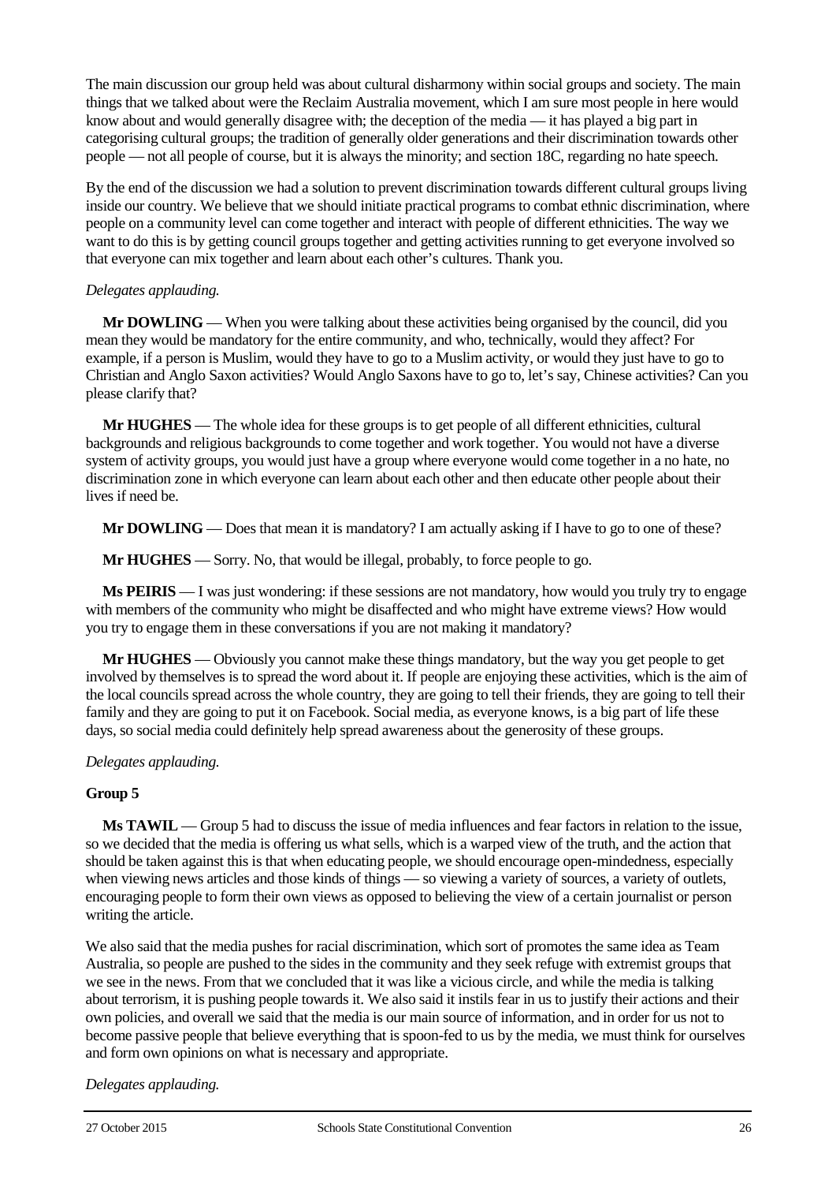The main discussion our group held was about cultural disharmony within social groups and society. The main things that we talked about were the Reclaim Australia movement, which I am sure most people in here would know about and would generally disagree with; the deception of the media — it has played a big part in categorising cultural groups; the tradition of generally older generations and their discrimination towards other people — not all people of course, but it is always the minority; and section 18C, regarding no hate speech.

By the end of the discussion we had a solution to prevent discrimination towards different cultural groups living inside our country. We believe that we should initiate practical programs to combat ethnic discrimination, where people on a community level can come together and interact with people of different ethnicities. The way we want to do this is by getting council groups together and getting activities running to get everyone involved so that everyone can mix together and learn about each other's cultures. Thank you.

*Delegates applauding.*

**Mr DOWLING** — When you were talking about these activities being organised by the council, did you mean they would be mandatory for the entire community, and who, technically, would they affect? For example, if a person is Muslim, would they have to go to a Muslim activity, or would they just have to go to Christian and Anglo Saxon activities? Would Anglo Saxons have to go to, let's say, Chinese activities? Can you please clarify that?

**Mr HUGHES** — The whole idea for these groups is to get people of all different ethnicities, cultural backgrounds and religious backgrounds to come together and work together. You would not have a diverse system of activity groups, you would just have a group where everyone would come together in a no hate, no discrimination zone in which everyone can learn about each other and then educate other people about their lives if need be.

**Mr DOWLING** — Does that mean it is mandatory? I am actually asking if I have to go to one of these?

**Mr HUGHES** — Sorry. No, that would be illegal, probably, to force people to go.

**Ms PEIRIS** — I was just wondering: if these sessions are not mandatory, how would you truly try to engage with members of the community who might be disaffected and who might have extreme views? How would you try to engage them in these conversations if you are not making it mandatory?

**Mr HUGHES** — Obviously you cannot make these things mandatory, but the way you get people to get involved by themselves is to spread the word about it. If people are enjoying these activities, which is the aim of the local councils spread across the whole country, they are going to tell their friends, they are going to tell their family and they are going to put it on Facebook. Social media, as everyone knows, is a big part of life these days, so social media could definitely help spread awareness about the generosity of these groups.

*Delegates applauding.*

**Group 5**

**Ms TAWIL** — Group 5 had to discuss the issue of media influences and fear factors in relation to the issue, so we decided that the media is offering us what sells, which is a warped view of the truth, and the action that should be taken against this is that when educating people, we should encourage open-mindedness, especially when viewing news articles and those kinds of things — so viewing a variety of sources, a variety of outlets, encouraging people to form their own views as opposed to believing the view of a certain journalist or person writing the article.

We also said that the media pushes for racial discrimination, which sort of promotes the same idea as Team Australia, so people are pushed to the sides in the community and they seek refuge with extremist groups that we see in the news. From that we concluded that it was like a vicious circle, and while the media is talking about terrorism, it is pushing people towards it. We also said it instils fear in us to justify their actions and their own policies, and overall we said that the media is our main source of information, and in order for us not to become passive people that believe everything that is spoon-fed to us by the media, we must think for ourselves and form own opinions on what is necessary and appropriate.

*Delegates applauding.*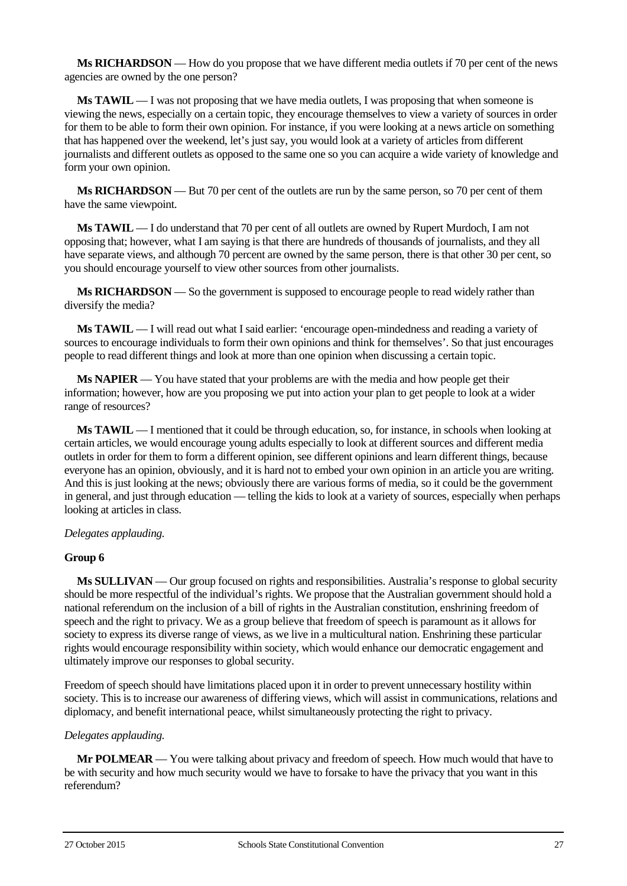**Ms RICHARDSON** — How do you propose that we have different media outlets if 70 per cent of the news agencies are owned by the one person?

**Ms TAWIL** — I was not proposing that we have media outlets, I was proposing that when someone is viewing the news, especially on a certain topic, they encourage themselves to view a variety of sources in order for them to be able to form their own opinion. For instance, if you were looking at a news article on something that has happened over the weekend, let's just say, you would look at a variety of articles from different journalists and different outlets as opposed to the same one so you can acquire a wide variety of knowledge and form your own opinion.

**Ms RICHARDSON** — But 70 per cent of the outlets are run by the same person, so 70 per cent of them have the same viewpoint.

**Ms TAWIL** — I do understand that 70 per cent of all outlets are owned by Rupert Murdoch, I am not opposing that; however, what I am saying is that there are hundreds of thousands of journalists, and they all have separate views, and although 70 percent are owned by the same person, there is that other 30 per cent, so you should encourage yourself to view other sources from other journalists.

**Ms RICHARDSON** — So the government is supposed to encourage people to read widely rather than diversify the media?

**Ms TAWIL** — I will read out what I said earlier: 'encourage open-mindedness and reading a variety of sources to encourage individuals to form their own opinions and think for themselves'. So that just encourages people to read different things and look at more than one opinion when discussing a certain topic.

**Ms NAPIER** — You have stated that your problems are with the media and how people get their information; however, how are you proposing we put into action your plan to get people to look at a wider range of resources?

**Ms TAWIL** — I mentioned that it could be through education, so, for instance, in schools when looking at certain articles, we would encourage young adults especially to look at different sources and different media outlets in order for them to form a different opinion, see different opinions and learn different things, because everyone has an opinion, obviously, and it is hard not to embed your own opinion in an article you are writing. And this is just looking at the news; obviously there are various forms of media, so it could be the government in general, and just through education — telling the kids to look at a variety of sources, especially when perhaps looking at articles in class.

*Delegates applauding.*

**Group 6**

**Ms SULLIVAN** — Our group focused on rights and responsibilities. Australia's response to global security should be more respectful of the individual's rights. We propose that the Australian government should hold a national referendum on the inclusion of a bill of rights in the Australian constitution, enshrining freedom of speech and the right to privacy. We as a group believe that freedom of speech is paramount as it allows for society to express its diverse range of views, as we live in a multicultural nation. Enshrining these particular rights would encourage responsibility within society, which would enhance our democratic engagement and ultimately improve our responses to global security.

Freedom of speech should have limitations placed upon it in order to prevent unnecessary hostility within society. This is to increase our awareness of differing views, which will assist in communications, relations and diplomacy, and benefit international peace, whilst simultaneously protecting the right to privacy.

*Delegates applauding.*

**Mr POLMEAR** — You were talking about privacy and freedom of speech. How much would that have to be with security and how much security would we have to forsake to have the privacy that you want in this referendum?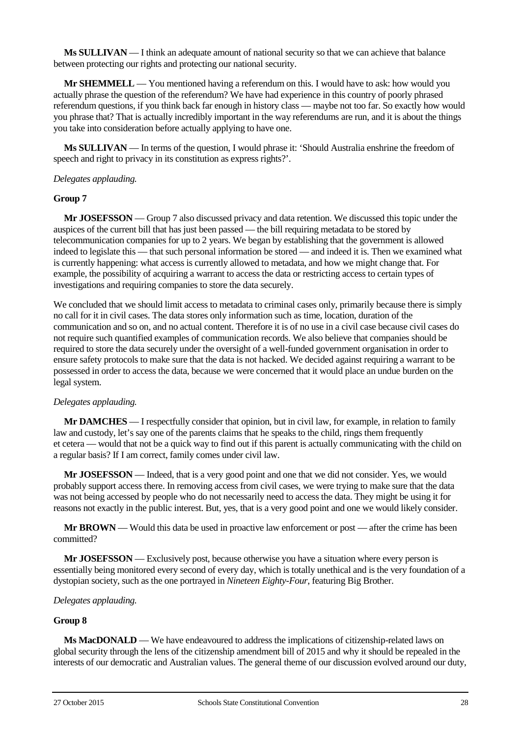**Ms SULLIVAN** — I think an adequate amount of national security so that we can achieve that balance between protecting our rights and protecting our national security.

**Mr SHEMMELL** — You mentioned having a referendum on this. I would have to ask: how would you actually phrase the question of the referendum? We have had experience in this country of poorly phrased referendum questions, if you think back far enough in history class — maybe not too far. So exactly how would you phrase that? That is actually incredibly important in the way referendums are run, and it is about the things you take into consideration before actually applying to have one.

**Ms SULLIVAN** — In terms of the question, I would phrase it: 'Should Australia enshrine the freedom of speech and right to privacy in its constitution as express rights?'.

*Delegates applauding.*

**Group 7**

**Mr JOSEFSSON** — Group 7 also discussed privacy and data retention. We discussed this topic under the auspices of the current bill that has just been passed — the bill requiring metadata to be stored by telecommunication companies for up to 2 years. We began by establishing that the government is allowed indeed to legislate this — that such personal information be stored — and indeed it is. Then we examined what is currently happening: what access is currently allowed to metadata, and how we might change that. For example, the possibility of acquiring a warrant to access the data or restricting access to certain types of investigations and requiring companies to store the data securely.

We concluded that we should limit access to metadata to criminal cases only, primarily because there is simply no call for it in civil cases. The data stores only information such as time, location, duration of the communication and so on, and no actual content. Therefore it is of no use in a civil case because civil cases do not require such quantified examples of communication records. We also believe that companies should be required to store the data securely under the oversight of a well-funded government organisation in order to ensure safety protocols to make sure that the data is not hacked. We decided against requiring a warrant to be possessed in order to access the data, because we were concerned that it would place an undue burden on the legal system.

*Delegates applauding.*

**Mr DAMCHES** — I respectfully consider that opinion, but in civil law, for example, in relation to family law and custody, let's say one of the parents claims that he speaks to the child, rings them frequently et cetera — would that not be a quick way to find out if this parent is actually communicating with the child on a regular basis? If I am correct, family comes under civil law.

**Mr JOSEFSSON** — Indeed, that is a very good point and one that we did not consider. Yes, we would probably support access there. In removing access from civil cases, we were trying to make sure that the data was not being accessed by people who do not necessarily need to access the data. They might be using it for reasons not exactly in the public interest. But, yes, that is a very good point and one we would likely consider.

**Mr BROWN** — Would this data be used in proactive law enforcement or post — after the crime has been committed?

**Mr JOSEFSSON** — Exclusively post, because otherwise you have a situation where every person is essentially being monitored every second of every day, which is totally unethical and is the very foundation of a dystopian society, such as the one portrayed in *Nineteen Eighty-Four*, featuring Big Brother.

*Delegates applauding.*

**Group 8**

**Ms MacDONALD** — We have endeavoured to address the implications of citizenship-related laws on global security through the lens of the citizenship amendment bill of 2015 and why it should be repealed in the interests of our democratic and Australian values. The general theme of our discussion evolved around our duty,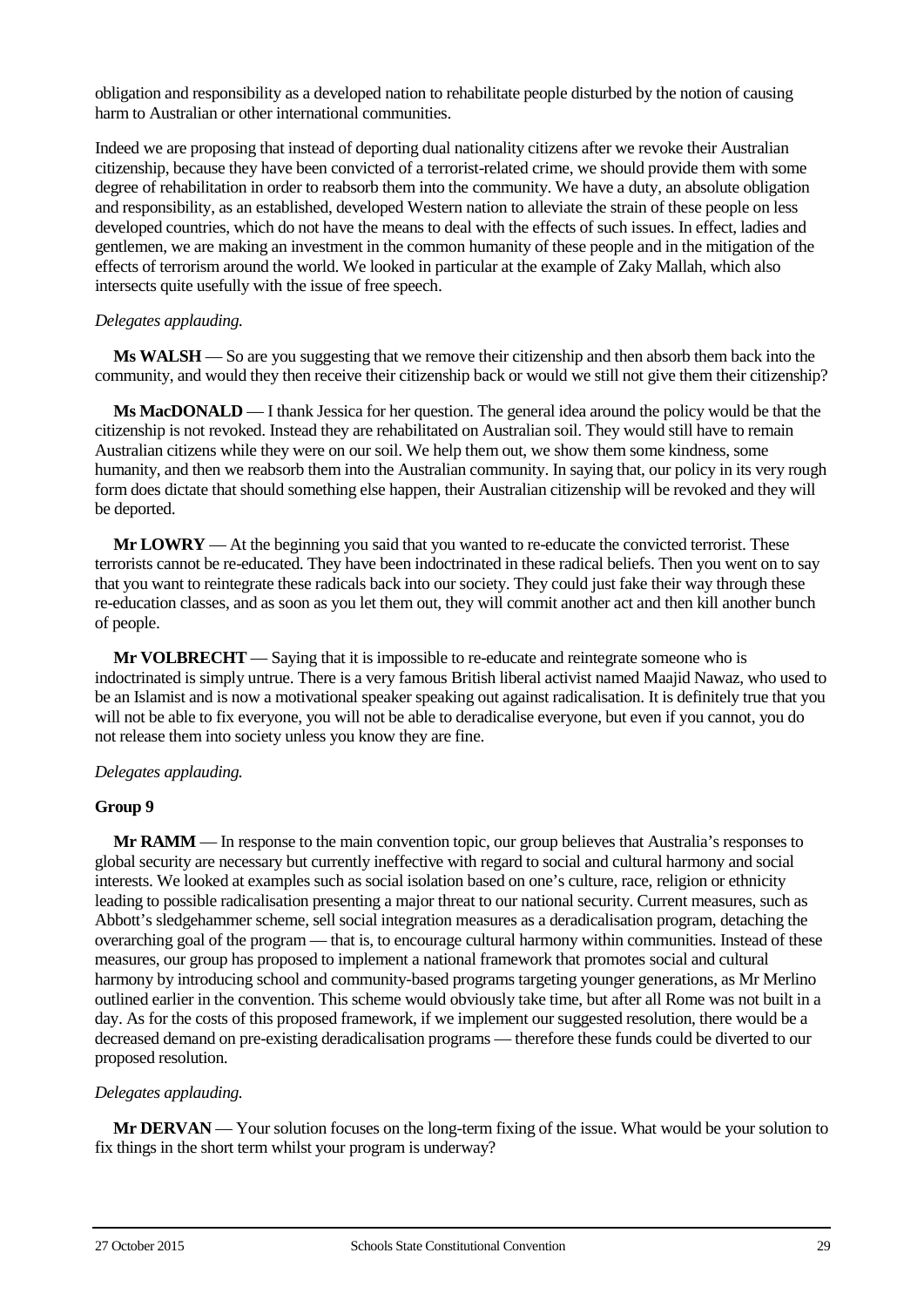obligation and responsibility as a developed nation to rehabilitate people disturbed by the notion of causing harm to Australian or other international communities.

Indeed we are proposing that instead of deporting dual nationality citizens after we revoke their Australian citizenship, because they have been convicted of a terrorist-related crime, we should provide them with some degree of rehabilitation in order to reabsorb them into the community. We have a duty, an absolute obligation and responsibility, as an established, developed Western nation to alleviate the strain of these people on less developed countries, which do not have the means to deal with the effects of such issues. In effect, ladies and gentlemen, we are making an investment in the common humanity of these people and in the mitigation of the effects of terrorism around the world. We looked in particular at the example of Zaky Mallah, which also intersects quite usefully with the issue of free speech.

*Delegates applauding.*

**Ms WALSH** — So are you suggesting that we remove their citizenship and then absorb them back into the community, and would they then receive their citizenship back or would we still not give them their citizenship?

**Ms MacDONALD** — I thank Jessica for her question. The general idea around the policy would be that the citizenship is not revoked. Instead they are rehabilitated on Australian soil. They would still have to remain Australian citizens while they were on our soil. We help them out, we show them some kindness, some humanity, and then we reabsorb them into the Australian community. In saying that, our policy in its very rough form does dictate that should something else happen, their Australian citizenship will be revoked and they will be deported.

**Mr LOWRY** — At the beginning you said that you wanted to re-educate the convicted terrorist. These terrorists cannot be re-educated. They have been indoctrinated in these radical beliefs. Then you went on to say that you want to reintegrate these radicals back into our society. They could just fake their way through these re-education classes, and as soon as you let them out, they will commit another act and then kill another bunch of people.

**Mr VOLBRECHT** — Saying that it is impossible to re-educate and reintegrate someone who is indoctrinated is simply untrue. There is a very famous British liberal activist named Maajid Nawaz, who used to be an Islamist and is now a motivational speaker speaking out against radicalisation. It is definitely true that you will not be able to fix everyone, you will not be able to deradicalise everyone, but even if you cannot, you do not release them into society unless you know they are fine.

*Delegates applauding.*

**Group 9**

**Mr RAMM** — In response to the main convention topic, our group believes that Australia's responses to global security are necessary but currently ineffective with regard to social and cultural harmony and social interests. We looked at examples such as social isolation based on one's culture, race, religion or ethnicity leading to possible radicalisation presenting a major threat to our national security. Current measures, such as Abbott's sledgehammer scheme, sell social integration measures as a deradicalisation program, detaching the overarching goal of the program — that is, to encourage cultural harmony within communities. Instead of these measures, our group has proposed to implement a national framework that promotes social and cultural harmony by introducing school and community-based programs targeting younger generations, as Mr Merlino outlined earlier in the convention. This scheme would obviously take time, but after all Rome was not built in a day. As for the costs of this proposed framework, if we implement our suggested resolution, there would be a decreased demand on pre-existing deradicalisation programs — therefore these funds could be diverted to our proposed resolution.

*Delegates applauding.*

**Mr DERVAN** — Your solution focuses on the long-term fixing of the issue. What would be your solution to fix things in the short term whilst your program is underway?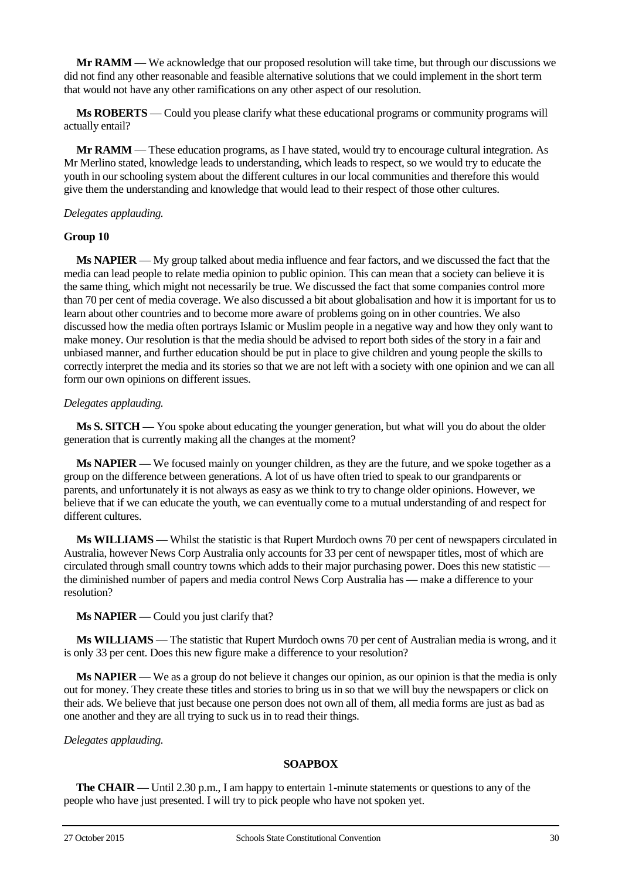**Mr RAMM** — We acknowledge that our proposed resolution will take time, but through our discussions we did not find any other reasonable and feasible alternative solutions that we could implement in the short term that would not have any other ramifications on any other aspect of our resolution.

**Ms ROBERTS** — Could you please clarify what these educational programs or community programs will actually entail?

**Mr RAMM** — These education programs, as I have stated, would try to encourage cultural integration. As Mr Merlino stated, knowledge leads to understanding, which leads to respect, so we would try to educate the youth in our schooling system about the different cultures in our local communities and therefore this would give them the understanding and knowledge that would lead to their respect of those other cultures.

*Delegates applauding.*

**Group 10**

**Ms NAPIER** — My group talked about media influence and fear factors, and we discussed the fact that the media can lead people to relate media opinion to public opinion. This can mean that a society can believe it is the same thing, which might not necessarily be true. We discussed the fact that some companies control more than 70 per cent of media coverage. We also discussed a bit about globalisation and how it is important for us to learn about other countries and to become more aware of problems going on in other countries. We also discussed how the media often portrays Islamic or Muslim people in a negative way and how they only want to make money. Our resolution is that the media should be advised to report both sides of the story in a fair and unbiased manner, and further education should be put in place to give children and young people the skills to correctly interpret the media and its stories so that we are not left with a society with one opinion and we can all form our own opinions on different issues.

*Delegates applauding.*

**Ms S. SITCH** — You spoke about educating the younger generation, but what will you do about the older generation that is currently making all the changes at the moment?

**Ms NAPIER** — We focused mainly on younger children, as they are the future, and we spoke together as a group on the difference between generations. A lot of us have often tried to speak to our grandparents or parents, and unfortunately it is not always as easy as we think to try to change older opinions. However, we believe that if we can educate the youth, we can eventually come to a mutual understanding of and respect for different cultures.

**Ms WILLIAMS** — Whilst the statistic is that Rupert Murdoch owns 70 per cent of newspapers circulated in Australia, however News Corp Australia only accounts for 33 per cent of newspaper titles, most of which are circulated through small country towns which adds to their major purchasing power. Does this new statistic — the diminished number of papers and media control News Corp Australia has — make a difference to your resolution?

**Ms NAPIER** — Could you just clarify that?

**Ms WILLIAMS** — The statistic that Rupert Murdoch owns 70 per cent of Australian media is wrong, and it is only 33 per cent. Does this new figure make a difference to your resolution?

**Ms NAPIER** — We as a group do not believe it changes our opinion, as our opinion is that the media is only out for money. They create these titles and stories to bring us in so that we will buy the newspapers or click on their ads. We believe that just because one person does not own all of them, all media forms are just as bad as one another and they are all trying to suck us in to read their things.

*Delegates applauding.*

## SOAPBOX

**The CHAIR** — Until 2.30 p.m., I am happy to entertain 1-minute statements or questions to any of the people who have just presented. I will try to pick people who have not spoken yet.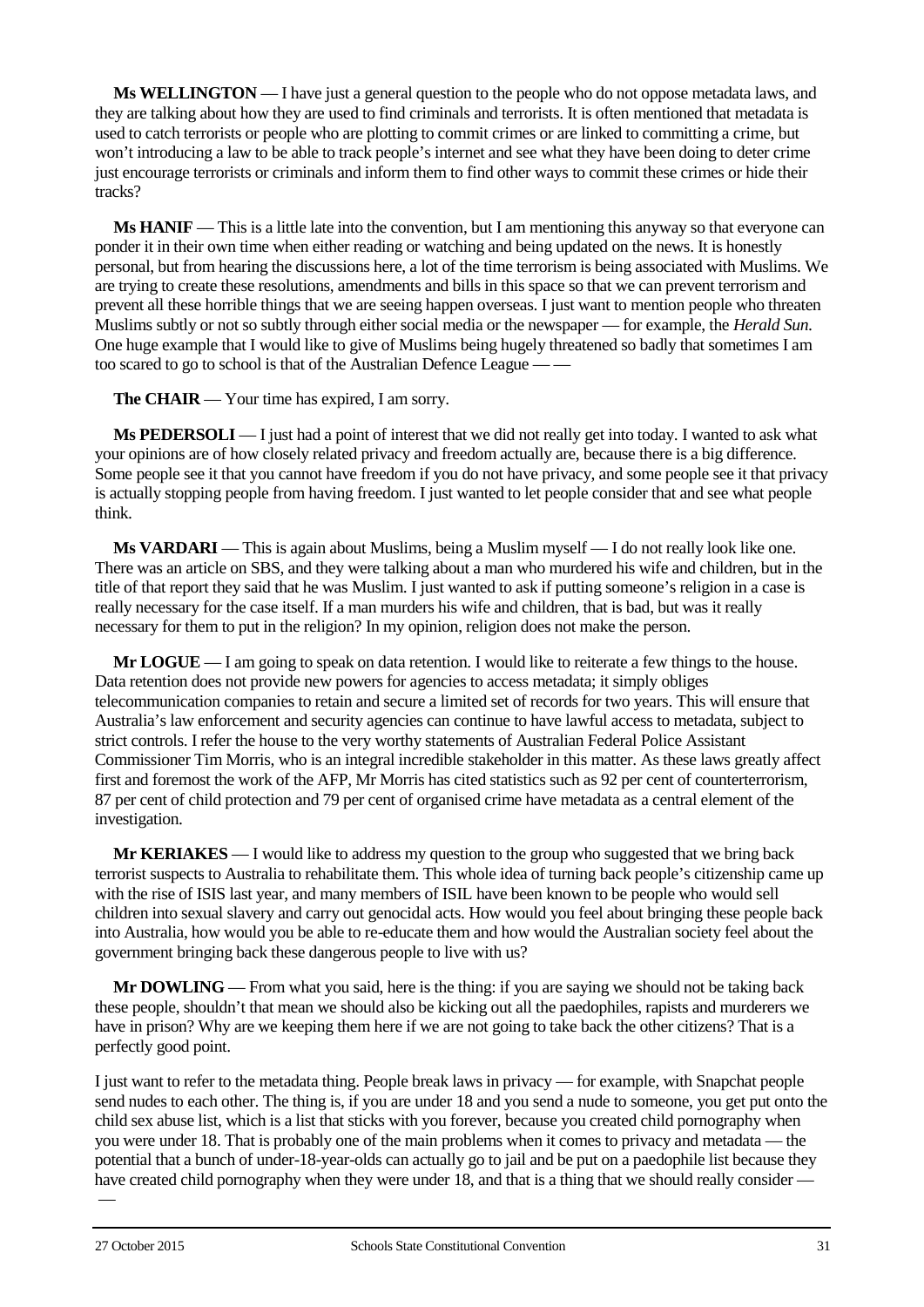**Ms WELLINGTON** — I have just a general question to the people who do not oppose metadata laws, and they are talking about how they are used to find criminals and terrorists. It is often mentioned that metadata is used to catch terrorists or people who are plotting to commit crimes or are linked to committing a crime, but won't introducing a law to be able to track people's internet and see what they have been doing to deter crime just encourage terrorists or criminals and inform them to find other ways to commit these crimes or hide their tracks?

**Ms HANIF** — This is a little late into the convention, but I am mentioning this anyway so that everyone can ponder it in their own time when either reading or watching and being updated on the news. It is honestly personal, but from hearing the discussions here, a lot of the time terrorism is being associated with Muslims. We are trying to create these resolutions, amendments and bills in this space so that we can prevent terrorism and prevent all these horrible things that we are seeing happen overseas. I just want to mention people who threaten Muslims subtly or not so subtly through either social media or the newspaper — for example, the *Herald Sun*. One huge example that I would like to give of Muslims being hugely threatened so badly that sometimes I am too scared to go to school is that of the Australian Defence League — —

**The CHAIR** — Your time has expired, I am sorry.

**Ms PEDERSOLI** — I just had a point of interest that we did not really get into today. I wanted to ask what your opinions are of how closely related privacy and freedom actually are, because there is a big difference. Some people see it that you cannot have freedom if you do not have privacy, and some people see it that privacy is actually stopping people from having freedom. I just wanted to let people consider that and see what people think.

**Ms VARDARI** — This is again about Muslims, being a Muslim myself — I do not really look like one. There was an article on SBS, and they were talking about a man who murdered his wife and children, but in the title of that report they said that he was Muslim. I just wanted to ask if putting someone's religion in a case is really necessary for the case itself. If a man murders his wife and children, that is bad, but was it really necessary for them to put in the religion? In my opinion, religion does not make the person.

**Mr LOGUE** — I am going to speak on data retention. I would like to reiterate a few things to the house. Data retention does not provide new powers for agencies to access metadata; it simply obliges telecommunication companies to retain and secure a limited set of records for two years. This will ensure that Australia's law enforcement and security agencies can continue to have lawful access to metadata, subject to strict controls. I refer the house to the very worthy statements of Australian Federal Police Assistant Commissioner Tim Morris, who is an integral incredible stakeholder in this matter. As these laws greatly affect first and foremost the work of the AFP, Mr Morris has cited statistics such as 92 per cent of counterterrorism, 87 per cent of child protection and 79 per cent of organised crime have metadata as a central element of the investigation.

**Mr KERIAKES** — I would like to address my question to the group who suggested that we bring back terrorist suspects to Australia to rehabilitate them. This whole idea of turning back people's citizenship came up with the rise of ISIS last year, and many members of ISIL have been known to be people who would sell children into sexual slavery and carry out genocidal acts. How would you feel about bringing these people back into Australia, how would you be able to re-educate them and how would the Australian society feel about the government bringing back these dangerous people to live with us?

**Mr DOWLING** — From what you said, here is the thing: if you are saying we should not be taking back these people, shouldn't that mean we should also be kicking out all the paedophiles, rapists and murderers we have in prison? Why are we keeping them here if we are not going to take back the other citizens? That is a perfectly good point.

I just want to refer to the metadata thing. People break laws in privacy — for example, with Snapchat people send nudes to each other. The thing is, if you are under 18 and you send a nude to someone, you get put onto the child sex abuse list, which is a list that sticks with you forever, because you created child pornography when you were under 18. That is probably one of the main problems when it comes to privacy and metadata — the potential that a bunch of under-18-year-olds can actually go to jail and be put on a paedophile list because they have created child pornography when they were under 18, and that is a thing that we should really consider — —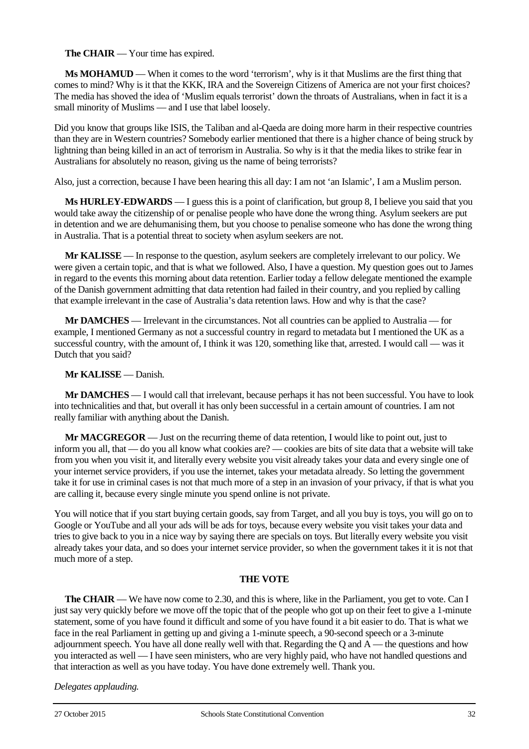**The CHAIR** — Your time has expired.

**Ms MOHAMUD** — When it comes to the word 'terrorism', why is it that Muslims are the first thing that comes to mind? Why is it that the KKK, IRA and the Sovereign Citizens of America are not your first choices? The media has shoved the idea of 'Muslim equals terrorist' down the throats of Australians, when in fact it is a small minority of Muslims — and I use that label loosely.

Did you know that groups like ISIS, the Taliban and al-Qaeda are doing more harm in their respective countries than they are in Western countries? Somebody earlier mentioned that there is a higher chance of being struck by lightning than being killed in an act of terrorism in Australia. So why is it that the media likes to strike fear in Australians for absolutely no reason, giving us the name of being terrorists?

Also, just a correction, because I have been hearing this all day: I am not 'an Islamic', I am a Muslim person.

**Ms HURLEY-EDWARDS** — I guess this is a point of clarification, but group 8, I believe you said that you would take away the citizenship of or penalise people who have done the wrong thing. Asylum seekers are put in detention and we are dehumanising them, but you choose to penalise someone who has done the wrong thing in Australia. That is a potential threat to society when asylum seekers are not.

**Mr KALISSE** — In response to the question, asylum seekers are completely irrelevant to our policy. We were given a certain topic, and that is what we followed. Also, I have a question. My question goes out to James in regard to the events this morning about data retention. Earlier today a fellow delegate mentioned the example of the Danish government admitting that data retention had failed in their country, and you replied by calling that example irrelevant in the case of Australia's data retention laws. How and why is that the case?

**Mr DAMCHES** — Irrelevant in the circumstances. Not all countries can be applied to Australia — for example, I mentioned Germany as not a successful country in regard to metadata but I mentioned the UK as a successful country, with the amount of, I think it was 120, something like that, arrested. I would call — was it Dutch that you said?

**Mr KALISSE** — Danish.

**Mr DAMCHES** — I would call that irrelevant, because perhaps it has not been successful. You have to look into technicalities and that, but overall it has only been successful in a certain amount of countries. I am not really familiar with anything about the Danish.

**Mr MACGREGOR** — Just on the recurring theme of data retention, I would like to point out, just to inform you all, that — do you all know what cookies are? — cookies are bits of site data that a website will take from you when you visit it, and literally every website you visit already takes your data and every single one of your internet service providers, if you use the internet, takes your metadata already. So letting the government take it for use in criminal cases is not that much more of a step in an invasion of your privacy, if that is what you are calling it, because every single minute you spend online is not private.

You will notice that if you start buying certain goods, say from Target, and all you buy is toys, you will go on to Google or YouTube and all your ads will be ads for toys, because every website you visit takes your data and tries to give back to you in a nice way by saying there are specials on toys. But literally every website you visit already takes your data, and so does your internet service provider, so when the government takes it it is not that much more of a step.

## THE VOTE

**The CHAIR** — We have now come to 2.30, and this is where, like in the Parliament, you get to vote. Can I just say very quickly before we move off the topic that of the people who got up on their feet to give a 1-minute statement, some of you have found it difficult and some of you have found it a bit easier to do. That is what we face in the real Parliament in getting up and giving a 1-minute speech, a 90-second speech or a 3-minute adjournment speech. You have all done really well with that. Regarding the Q and A — the questions and how you interacted as well — I have seen ministers, who are very highly paid, who have not handled questions and that interaction as well as you have today. You have done extremely well. Thank you.

*Delegates applauding.*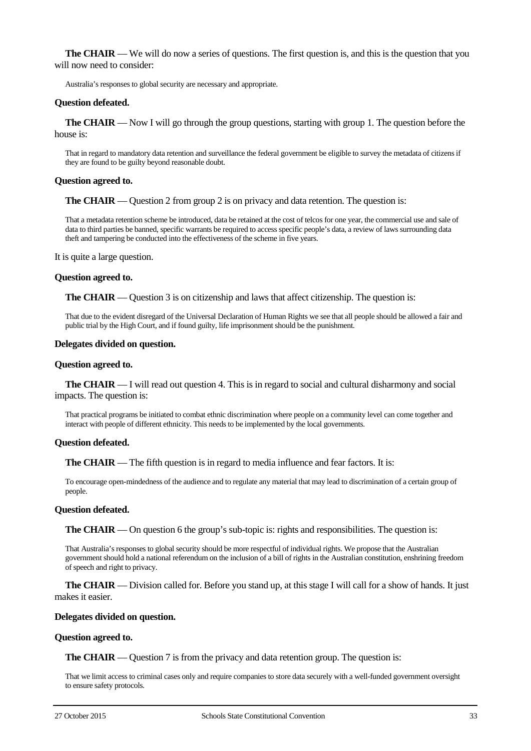**The CHAIR** — We will do now a series of questions. The first question is, and this is the question that you will now need to consider:

> Australia's responses to global security are necessary and appropriate.

**Question defeated.**

**The CHAIR** — Now I will go through the group questions, starting with group 1. The question before the house is:

> That in regard to mandatory data retention and surveillance the federal government be eligible to survey the metadata of citizens if they are found to be guilty beyond reasonable doubt.

**Question agreed to.**

**The CHAIR** — Question 2 from group 2 is on privacy and data retention. The question is:

> That a metadata retention scheme be introduced, data be retained at the cost of telcos for one year, the commercial use and sale of data to third parties be banned, specific warrants be required to access specific people's data, a review of laws surrounding data theft and tampering be conducted into the effectiveness of the scheme in five years.

It is quite a large question.

**Question agreed to.**

**The CHAIR** — Question 3 is on citizenship and laws that affect citizenship. The question is:

> That due to the evident disregard of the Universal Declaration of Human Rights we see that all people should be allowed a fair and public trial by the High Court, and if found guilty, life imprisonment should be the punishment.

**Delegates divided on question.**

**Question agreed to.**

**The CHAIR** — I will read out question 4. This is in regard to social and cultural disharmony and social impacts. The question is:

> That practical programs be initiated to combat ethnic discrimination where people on a community level can come together and interact with people of different ethnicity. This needs to be implemented by the local governments.

**Question defeated.**

**The CHAIR** — The fifth question is in regard to media influence and fear factors. It is:

> To encourage open-mindedness of the audience and to regulate any material that may lead to discrimination of a certain group of people.

**Question defeated.**

**The CHAIR** — On question 6 the group's sub-topic is: rights and responsibilities. The question is:

> That Australia's responses to global security should be more respectful of individual rights. We propose that the Australian government should hold a national referendum on the inclusion of a bill of rights in the Australian constitution, enshrining freedom of speech and right to privacy.

**The CHAIR** — Division called for. Before you stand up, at this stage I will call for a show of hands. It just makes it easier.

**Delegates divided on question.**

**Question agreed to.**

**The CHAIR** — Question 7 is from the privacy and data retention group. The question is:

> That we limit access to criminal cases only and require companies to store data securely with a well-funded government oversight to ensure safety protocols.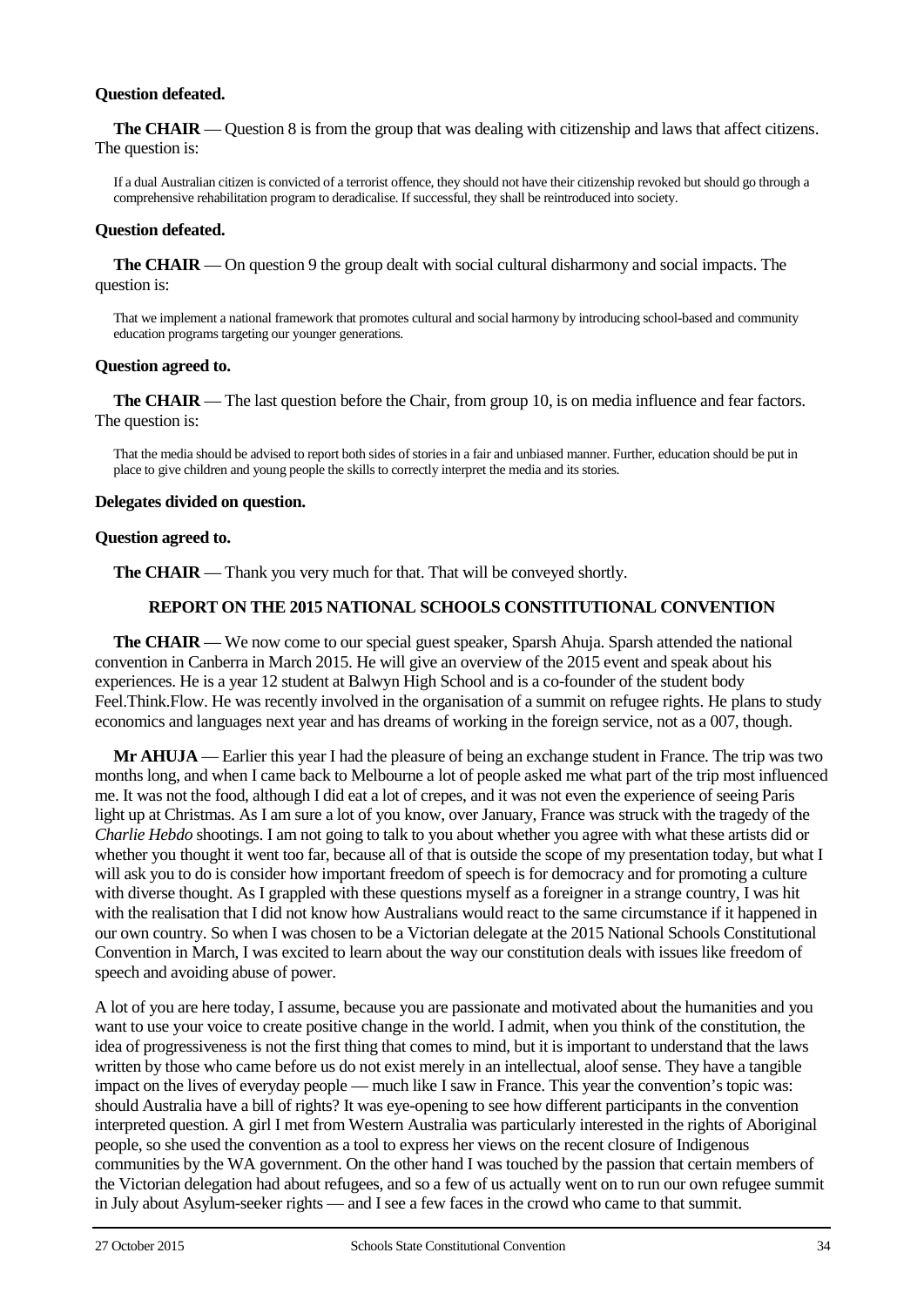**Question defeated.**

**The CHAIR** — Question 8 is from the group that was dealing with citizenship and laws that affect citizens. The question is:

> If a dual Australian citizen is convicted of a terrorist offence, they should not have their citizenship revoked but should go through a comprehensive rehabilitation program to deradicalise. If successful, they shall be reintroduced into society.

**Question defeated.**

**The CHAIR** — On question 9 the group dealt with social cultural disharmony and social impacts. The question is:

> That we implement a national framework that promotes cultural and social harmony by introducing school-based and community education programs targeting our younger generations.

**Question agreed to.**

**The CHAIR** — The last question before the Chair, from group 10, is on media influence and fear factors. The question is:

> That the media should be advised to report both sides of stories in a fair and unbiased manner. Further, education should be put in place to give children and young people the skills to correctly interpret the media and its stories.

**Delegates divided on question.**

**Question agreed to.**

**The CHAIR** — Thank you very much for that. That will be conveyed shortly.

## REPORT ON THE 2015 NATIONAL SCHOOLS CONSTITUTIONAL CONVENTION

**The CHAIR** — We now come to our special guest speaker, Sparsh Ahuja. Sparsh attended the national convention in Canberra in March 2015. He will give an overview of the 2015 event and speak about his experiences. He is a year 12 student at Balwyn High School and is a co-founder of the student body Feel.Think.Flow. He was recently involved in the organisation of a summit on refugee rights. He plans to study economics and languages next year and has dreams of working in the foreign service, not as a 007, though.

**Mr AHUJA** — Earlier this year I had the pleasure of being an exchange student in France. The trip was two months long, and when I came back to Melbourne a lot of people asked me what part of the trip most influenced me. It was not the food, although I did eat a lot of crepes, and it was not even the experience of seeing Paris light up at Christmas. As I am sure a lot of you know, over January, France was struck with the tragedy of the *Charlie Hebdo* shootings. I am not going to talk to you about whether you agree with what these artists did or whether you thought it went too far, because all of that is outside the scope of my presentation today, but what I will ask you to do is consider how important freedom of speech is for democracy and for promoting a culture with diverse thought. As I grappled with these questions myself as a foreigner in a strange country, I was hit with the realisation that I did not know how Australians would react to the same circumstance if it happened in our own country. So when I was chosen to be a Victorian delegate at the 2015 National Schools Constitutional Convention in March, I was excited to learn about the way our constitution deals with issues like freedom of speech and avoiding abuse of power.

A lot of you are here today, I assume, because you are passionate and motivated about the humanities and you want to use your voice to create positive change in the world. I admit, when you think of the constitution, the idea of progressiveness is not the first thing that comes to mind, but it is important to understand that the laws written by those who came before us do not exist merely in an intellectual, aloof sense. They have a tangible impact on the lives of everyday people — much like I saw in France. This year the convention's topic was: should Australia have a bill of rights? It was eye-opening to see how different participants in the convention interpreted question. A girl I met from Western Australia was particularly interested in the rights of Aboriginal people, so she used the convention as a tool to express her views on the recent closure of Indigenous communities by the WA government. On the other hand I was touched by the passion that certain members of the Victorian delegation had about refugees, and so a few of us actually went on to run our own refugee summit in July about Asylum-seeker rights — and I see a few faces in the crowd who came to that summit.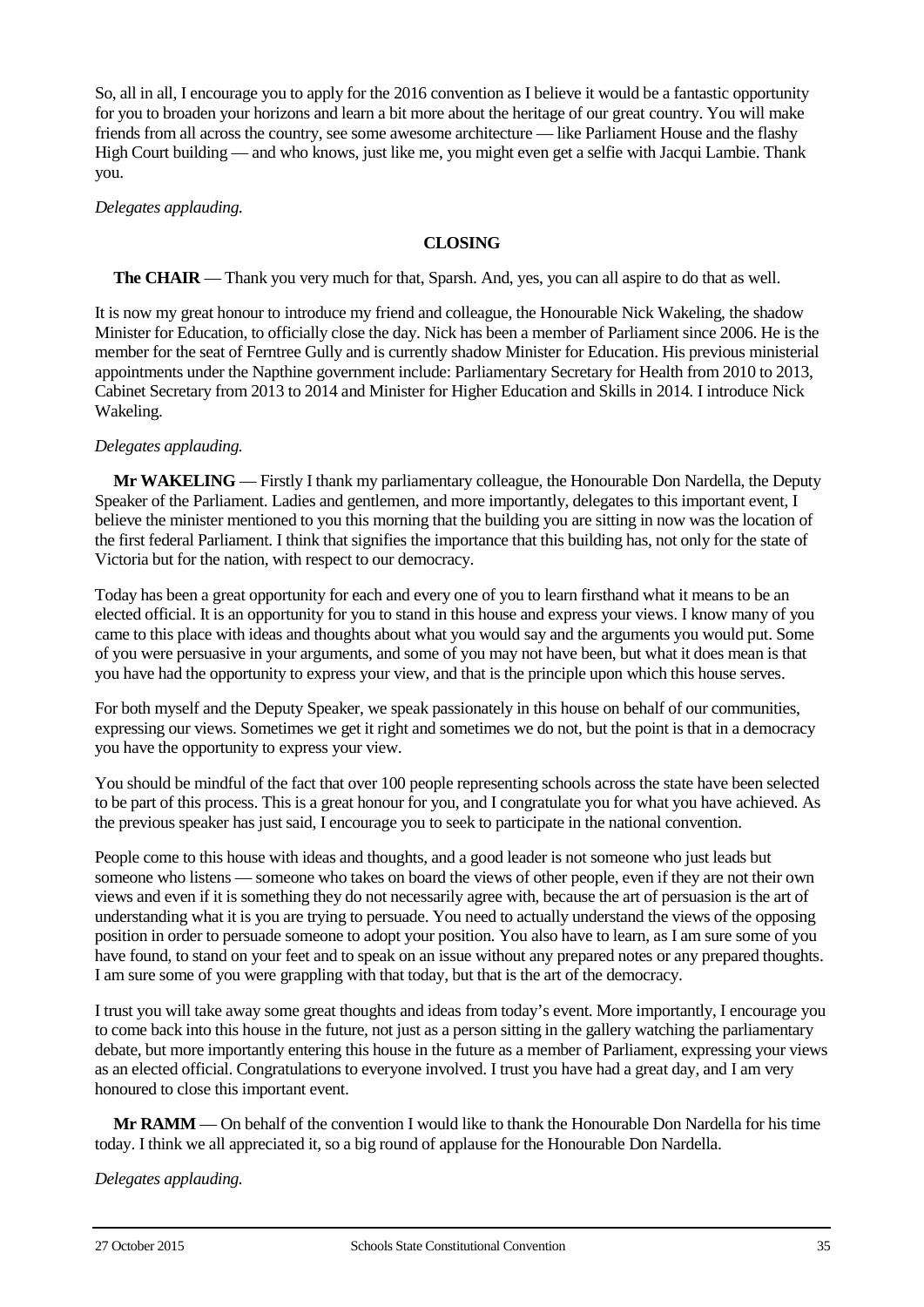So, all in all, I encourage you to apply for the 2016 convention as I believe it would be a fantastic opportunity for you to broaden your horizons and learn a bit more about the heritage of our great country. You will make friends from all across the country, see some awesome architecture — like Parliament House and the flashy High Court building — and who knows, just like me, you might even get a selfie with Jacqui Lambie. Thank you.

*Delegates applauding.*

## CLOSING

**The CHAIR** — Thank you very much for that, Sparsh. And, yes, you can all aspire to do that as well.

It is now my great honour to introduce my friend and colleague, the Honourable Nick Wakeling, the shadow Minister for Education, to officially close the day. Nick has been a member of Parliament since 2006. He is the member for the seat of Ferntree Gully and is currently shadow Minister for Education. His previous ministerial appointments under the Napthine government include: Parliamentary Secretary for Health from 2010 to 2013, Cabinet Secretary from 2013 to 2014 and Minister for Higher Education and Skills in 2014. I introduce Nick Wakeling.

*Delegates applauding.*

**Mr WAKELING** — Firstly I thank my parliamentary colleague, the Honourable Don Nardella, the Deputy Speaker of the Parliament. Ladies and gentlemen, and more importantly, delegates to this important event, I believe the minister mentioned to you this morning that the building you are sitting in now was the location of the first federal Parliament. I think that signifies the importance that this building has, not only for the state of Victoria but for the nation, with respect to our democracy.

Today has been a great opportunity for each and every one of you to learn firsthand what it means to be an elected official. It is an opportunity for you to stand in this house and express your views. I know many of you came to this place with ideas and thoughts about what you would say and the arguments you would put. Some of you were persuasive in your arguments, and some of you may not have been, but what it does mean is that you have had the opportunity to express your view, and that is the principle upon which this house serves.

For both myself and the Deputy Speaker, we speak passionately in this house on behalf of our communities, expressing our views. Sometimes we get it right and sometimes we do not, but the point is that in a democracy you have the opportunity to express your view.

You should be mindful of the fact that over 100 people representing schools across the state have been selected to be part of this process. This is a great honour for you, and I congratulate you for what you have achieved. As the previous speaker has just said, I encourage you to seek to participate in the national convention.

People come to this house with ideas and thoughts, and a good leader is not someone who just leads but someone who listens — someone who takes on board the views of other people, even if they are not their own views and even if it is something they do not necessarily agree with, because the art of persuasion is the art of understanding what it is you are trying to persuade. You need to actually understand the views of the opposing position in order to persuade someone to adopt your position. You also have to learn, as I am sure some of you have found, to stand on your feet and to speak on an issue without any prepared notes or any prepared thoughts. I am sure some of you were grappling with that today, but that is the art of the democracy.

I trust you will take away some great thoughts and ideas from today's event. More importantly, I encourage you to come back into this house in the future, not just as a person sitting in the gallery watching the parliamentary debate, but more importantly entering this house in the future as a member of Parliament, expressing your views as an elected official. Congratulations to everyone involved. I trust you have had a great day, and I am very honoured to close this important event.

**Mr RAMM** — On behalf of the convention I would like to thank the Honourable Don Nardella for his time today. I think we all appreciated it, so a big round of applause for the Honourable Don Nardella.

*Delegates applauding.*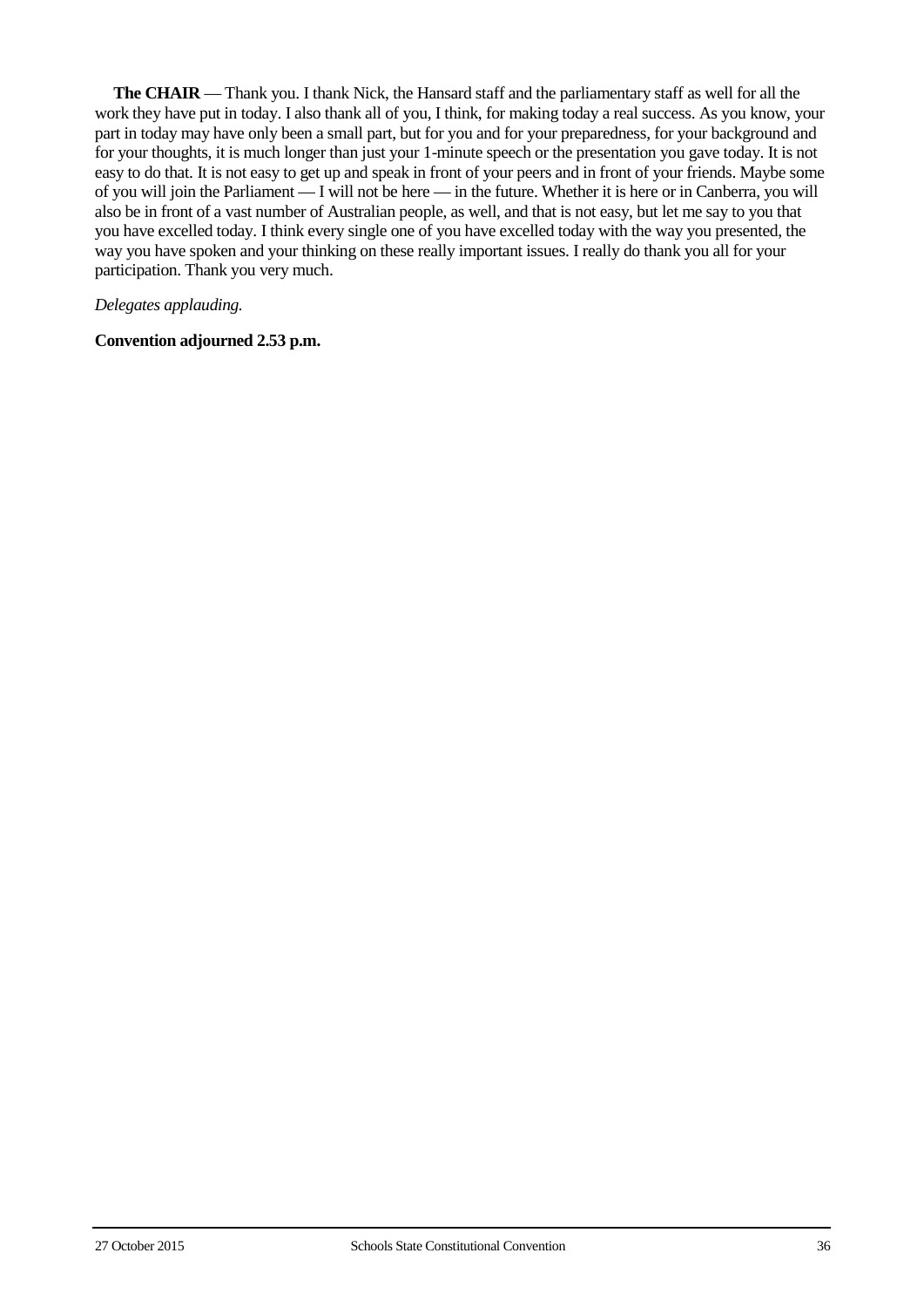**The CHAIR** — Thank you. I thank Nick, the Hansard staff and the parliamentary staff as well for all the work they have put in today. I also thank all of you, I think, for making today a real success. As you know, your part in today may have only been a small part, but for you and for your preparedness, for your background and for your thoughts, it is much longer than just your 1-minute speech or the presentation you gave today. It is not easy to do that. It is not easy to get up and speak in front of your peers and in front of your friends. Maybe some of you will join the Parliament — I will not be here — in the future. Whether it is here or in Canberra, you will also be in front of a vast number of Australian people, as well, and that is not easy, but let me say to you that you have excelled today. I think every single one of you have excelled today with the way you presented, the way you have spoken and your thinking on these really important issues. I really do thank you all for your participation. Thank you very much.

*Delegates applauding.*

**Convention adjourned 2.53 p.m.**